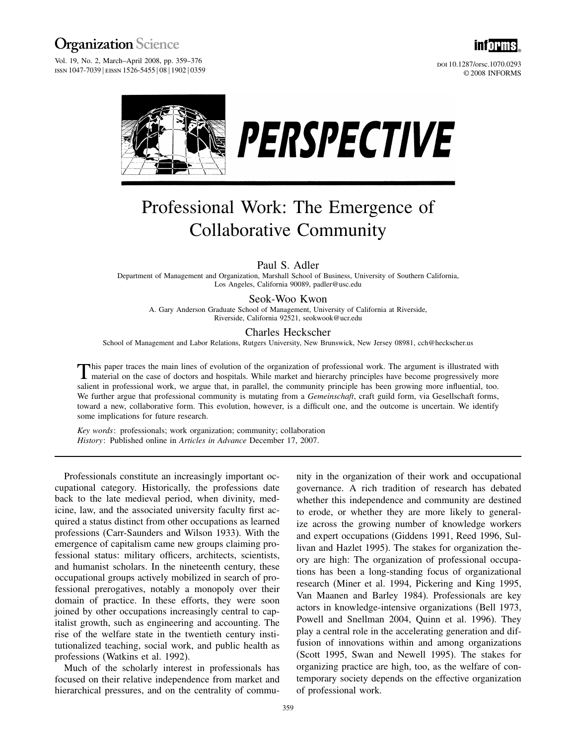PERSPECTIVE

# Professional Work: The Emergence of Collaborative Community

Paul S. Adler
Department of Management and Organization, Marshall School of Business, University of Southern California, Los Angeles, California 90089, padler@usc.edu

Seok-Woo Kwon
A. Gary Anderson Graduate School of Management, University of California at Riverside, Riverside, California 92521, seokwook@ucr.edu

Charles Heckscher
School of Management and Labor Relations, Rutgers University, New Brunswick, New Jersey 08981, cch@heckscher.us

This paper traces the main lines of evolution of the organization of professional work. The argument is illustrated with material on the case of doctors and hospitals. While market and hierarchy principles have become progressively more salient in professional work, we argue that, in parallel, the community principle has been growing more influential, too. We further argue that professional community is mutating from a *Gemeinschaft*, craft guild form, via Gesellschaft forms, toward a new, collaborative form. This evolution, however, is a difficult one, and the outcome is uncertain. We identify some implications for future research.

*Key words*: professionals; work organization; community; collaboration
*History*: Published online in *Articles in Advance* December 17, 2007.

Professionals constitute an increasingly important occupational category. Historically, the professions date back to the late medieval period, when divinity, medicine, law, and the associated university faculty first acquired a status distinct from other occupations as learned professions (Carr-Saunders and Wilson 1933). With the emergence of capitalism came new groups claiming professional status: military officers, architects, scientists, and humanist scholars. In the nineteenth century, these occupational groups actively mobilized in search of professional prerogatives, notably a monopoly over their domain of practice. In these efforts, they were soon joined by other occupations increasingly central to capitalist growth, such as engineering and accounting. The rise of the welfare state in the twentieth century institutionalized teaching, social work, and public health as professions (Watkins et al. 1992).

Much of the scholarly interest in professionals has focused on their relative independence from market and hierarchical pressures, and on the centrality of community in the organization of their work and occupational governance. A rich tradition of research has debated whether this independence and community are destined to erode, or whether they are more likely to generalize across the growing number of knowledge workers and expert occupations (Giddens 1991, Reed 1996, Sullivan and Hazlet 1995). The stakes for organization theory are high: The organization of professional occupations has been a long-standing focus of organizational research (Miner et al. 1994, Pickering and King 1995, Van Maanen and Barley 1984). Professionals are key actors in knowledge-intensive organizations (Bell 1973, Powell and Snellman 2004, Quinn et al. 1996). They play a central role in the accelerating generation and diffusion of innovations within and among organizations (Scott 1995, Swan and Newell 1995). The stakes for organizing practice are high, too, as the welfare of contemporary society depends on the effective organization of professional work.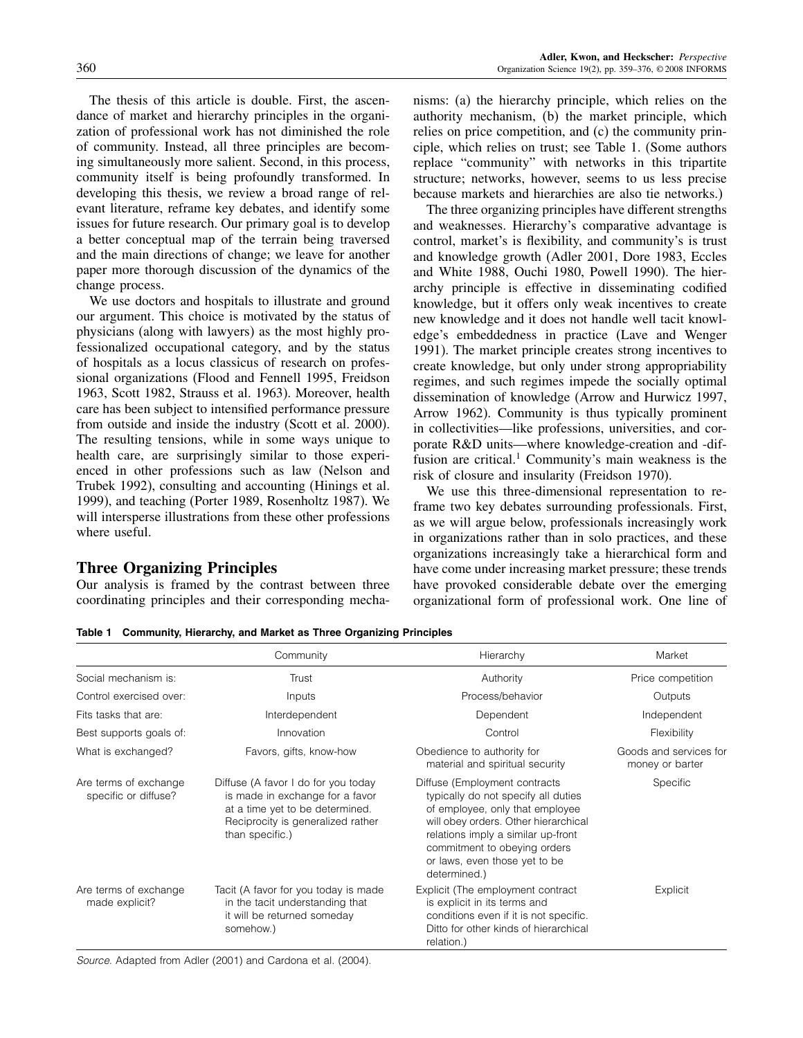The thesis of this article is double. First, the ascendance of market and hierarchy principles in the organization of professional work has not diminished the role of community. Instead, all three principles are becoming simultaneously more salient. Second, in this process, community itself is being profoundly transformed. In developing this thesis, we review a broad range of relevant literature, reframe key debates, and identify some issues for future research. Our primary goal is to develop a better conceptual map of the terrain being traversed and the main directions of change; we leave for another paper more thorough discussion of the dynamics of the change process.

We use doctors and hospitals to illustrate and ground our argument. This choice is motivated by the status of physicians (along with lawyers) as the most highly professionalized occupational category, and by the status of hospitals as a locus classicus of research on professional organizations (Flood and Fennell 1995, Freidson 1963, Scott 1982, Strauss et al. 1963). Moreover, health care has been subject to intensified performance pressure from outside and inside the industry (Scott et al. 2000). The resulting tensions, while in some ways unique to health care, are surprisingly similar to those experienced in other professions such as law (Nelson and Trubek 1992), consulting and accounting (Hinings et al. 1999), and teaching (Porter 1989, Rosenholtz 1987). We will intersperse illustrations from these other professions where useful.

## Three Organizing Principles

Our analysis is framed by the contrast between three coordinating principles and their corresponding mechanisms: (a) the hierarchy principle, which relies on the authority mechanism, (b) the market principle, which relies on price competition, and (c) the community principle, which relies on trust; see Table 1. (Some authors replace "community" with networks in this tripartite structure; networks, however, seems to us less precise because markets and hierarchies are also tie networks.)

The three organizing principles have different strengths and weaknesses. Hierarchy's comparative advantage is control, market's is flexibility, and community's is trust and knowledge growth (Adler 2001, Dore 1983, Eccles and White 1988, Ouchi 1980, Powell 1990). The hierarchy principle is effective in disseminating codified knowledge, but it offers only weak incentives to create new knowledge and it does not handle well tacit knowledge's embeddedness in practice (Lave and Wenger 1991). The market principle creates strong incentives to create knowledge, but only under strong appropriability regimes, and such regimes impede the socially optimal dissemination of knowledge (Arrow and Hurwicz 1997, Arrow 1962). Community is thus typically prominent in collectivities—like professions, universities, and corporate R&D units—where knowledge-creation and -diffusion are critical.[1] Community's main weakness is the risk of closure and insularity (Freidson 1970).

We use this three-dimensional representation to reframe two key debates surrounding professionals. First, as we will argue below, professionals increasingly work in organizations rather than in solo practices, and these organizations increasingly take a hierarchical form and have come under increasing market pressure; these trends have provoked considerable debate over the emerging organizational form of professional work. One line of

**Table 1 Community, Hierarchy, and Market as Three Organizing Principles**

| | Community | Hierarchy | Market |
|---|---|---|---|
| Social mechanism is: | Trust | Authority | Price competition |
| Control exercised over: | Inputs | Process/behavior | Outputs |
| Fits tasks that are: | Interdependent | Dependent | Independent |
| Best supports goals of: | Innovation | Control | Flexibility |
| What is exchanged? | Favors, gifts, know-how | Obedience to authority for material and spiritual security | Goods and services for money or barter |
| Are terms of exchange specific or diffuse? | Diffuse (A favor I do for you today is made in exchange for a favor at a time yet to be determined. Reciprocity is generalized rather than specific.) | Diffuse (Employment contracts typically do not specify all duties of employee, only that employee will obey orders. Other hierarchical relations imply a similar up-front commitment to obeying orders or laws, even those yet to be determined.) | Specific |
| Are terms of exchange made explicit? | Tacit (A favor for you today is made in the tacit understanding that it will be returned someday somehow.) | Explicit (The employment contract is explicit in its terms and conditions even if it is not specific. Ditto for other kinds of hierarchical relation.) | Explicit |

*Source.* Adapted from Adler (2001) and Cardona et al. (2004).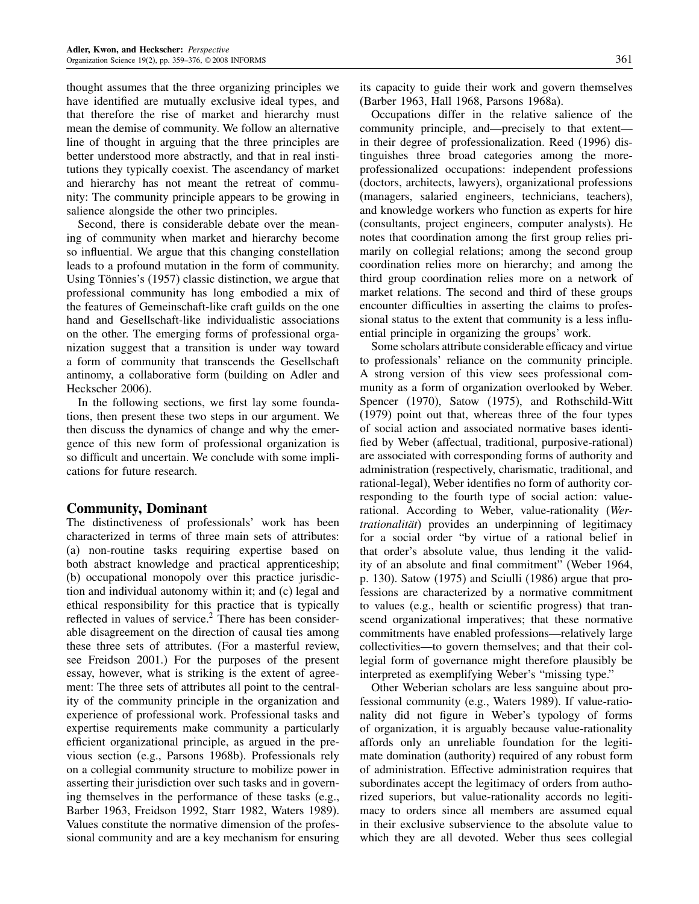thought assumes that the three organizing principles we have identified are mutually exclusive ideal types, and that therefore the rise of market and hierarchy must mean the demise of community. We follow an alternative line of thought in arguing that the three principles are better understood more abstractly, and that in real institutions they typically coexist. The ascendancy of market and hierarchy has not meant the retreat of community: The community principle appears to be growing in salience alongside the other two principles.

Second, there is considerable debate over the meaning of community when market and hierarchy become so influential. We argue that this changing constellation leads to a profound mutation in the form of community. Using Tönnies's (1957) classic distinction, we argue that professional community has long embodied a mix of the features of Gemeinschaft-like craft guilds on the one hand and Gesellschaft-like individualistic associations on the other. The emerging forms of professional organization suggest that a transition is under way toward a form of community that transcends the Gesellschaft antinomy, a collaborative form (building on Adler and Heckscher 2006).

In the following sections, we first lay some foundations, then present these two steps in our argument. We then discuss the dynamics of change and why the emergence of this new form of professional organization is so difficult and uncertain. We conclude with some implications for future research.

## Community, Dominant

The distinctiveness of professionals' work has been characterized in terms of three main sets of attributes: (a) non-routine tasks requiring expertise based on both abstract knowledge and practical apprenticeship; (b) occupational monopoly over this practice jurisdiction and individual autonomy within it; and (c) legal and ethical responsibility for this practice that is typically reflected in values of service.[2] There has been considerable disagreement on the direction of causal ties among these three sets of attributes. (For a masterful review, see Freidson 2001.) For the purposes of the present essay, however, what is striking is the extent of agreement: The three sets of attributes all point to the centrality of the community principle in the organization and experience of professional work. Professional tasks and expertise requirements make community a particularly efficient organizational principle, as argued in the previous section (e.g., Parsons 1968b). Professionals rely on a collegial community structure to mobilize power in asserting their jurisdiction over such tasks and in governing themselves in the performance of these tasks (e.g., Barber 1963, Freidson 1992, Starr 1982, Waters 1989). Values constitute the normative dimension of the professional community and are a key mechanism for ensuring its capacity to guide their work and govern themselves (Barber 1963, Hall 1968, Parsons 1968a).

Occupations differ in the relative salience of the community principle, and—precisely to that extent—in their degree of professionalization. Reed (1996) distinguishes three broad categories among the more-professionalized occupations: independent professions (doctors, architects, lawyers), organizational professions (managers, salaried engineers, technicians, teachers), and knowledge workers who function as experts for hire (consultants, project engineers, computer analysts). He notes that coordination among the first group relies primarily on collegial relations; among the second group coordination relies more on hierarchy; and among the third group coordination relies more on a network of market relations. The second and third of these groups encounter difficulties in asserting the claims to professional status to the extent that community is a less influential principle in organizing the groups' work.

Some scholars attribute considerable efficacy and virtue to professionals' reliance on the community principle. A strong version of this view sees professional community as a form of organization overlooked by Weber. Spencer (1970), Satow (1975), and Rothschild-Witt (1979) point out that, whereas three of the four types of social action and associated normative bases identified by Weber (affectual, traditional, purposive-rational) are associated with corresponding forms of authority and administration (respectively, charismatic, traditional, and rational-legal), Weber identifies no form of authority corresponding to the fourth type of social action: value-rational. According to Weber, value-rationality (*Wertrationalität*) provides an underpinning of legitimacy for a social order "by virtue of a rational belief in that order's absolute value, thus lending it the validity of an absolute and final commitment" (Weber 1964, p. 130). Satow (1975) and Sciulli (1986) argue that professions are characterized by a normative commitment to values (e.g., health or scientific progress) that transcend organizational imperatives; that these normative commitments have enabled professions—relatively large collectivities—to govern themselves; and that their collegial form of governance might therefore plausibly be interpreted as exemplifying Weber's "missing type."

Other Weberian scholars are less sanguine about professional community (e.g., Waters 1989). If value-rationality did not figure in Weber's typology of forms of organization, it is arguably because value-rationality affords only an unreliable foundation for the legitimate domination (authority) required of any robust form of administration. Effective administration requires that subordinates accept the legitimacy of orders from authorized superiors, but value-rationality accords no legitimacy to orders since all members are assumed equal in their exclusive subservience to the absolute value to which they are all devoted. Weber thus sees collegial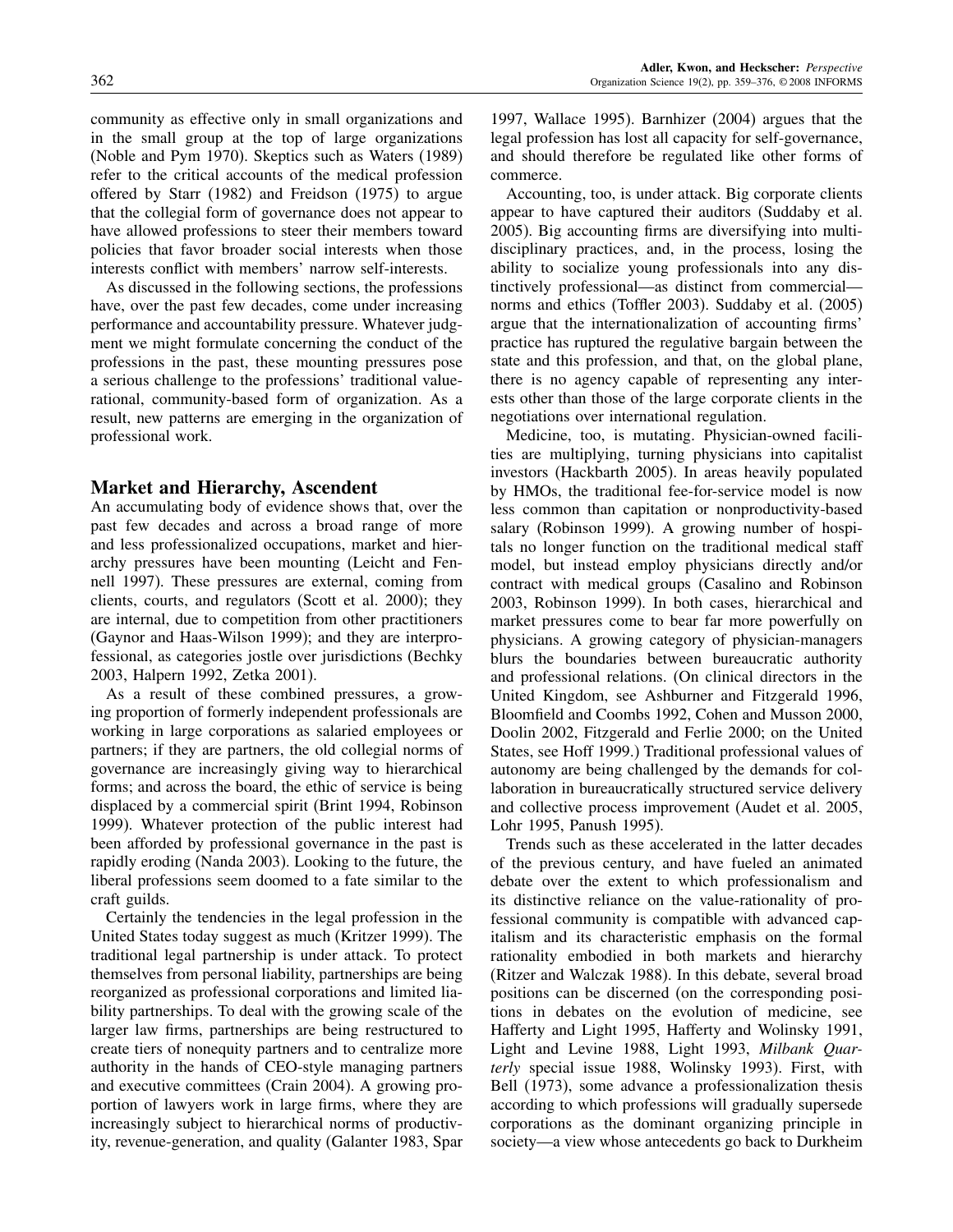community as effective only in small organizations and in the small group at the top of large organizations (Noble and Pym 1970). Skeptics such as Waters (1989) refer to the critical accounts of the medical profession offered by Starr (1982) and Freidson (1975) to argue that the collegial form of governance does not appear to have allowed professions to steer their members toward policies that favor broader social interests when those interests conflict with members' narrow self-interests.

As discussed in the following sections, the professions have, over the past few decades, come under increasing performance and accountability pressure. Whatever judgment we might formulate concerning the conduct of the professions in the past, these mounting pressures pose a serious challenge to the professions' traditional value-rational, community-based form of organization. As a result, new patterns are emerging in the organization of professional work.

## Market and Hierarchy, Ascendent

An accumulating body of evidence shows that, over the past few decades and across a broad range of more and less professionalized occupations, market and hierarchy pressures have been mounting (Leicht and Fennell 1997). These pressures are external, coming from clients, courts, and regulators (Scott et al. 2000); they are internal, due to competition from other practitioners (Gaynor and Haas-Wilson 1999); and they are interprofessional, as categories jostle over jurisdictions (Bechky 2003, Halpern 1992, Zetka 2001).

As a result of these combined pressures, a growing proportion of formerly independent professionals are working in large corporations as salaried employees or partners; if they are partners, the old collegial norms of governance are increasingly giving way to hierarchical forms; and across the board, the ethic of service is being displaced by a commercial spirit (Brint 1994, Robinson 1999). Whatever protection of the public interest had been afforded by professional governance in the past is rapidly eroding (Nanda 2003). Looking to the future, the liberal professions seem doomed to a fate similar to the craft guilds.

Certainly the tendencies in the legal profession in the United States today suggest as much (Kritzer 1999). The traditional legal partnership is under attack. To protect themselves from personal liability, partnerships are being reorganized as professional corporations and limited liability partnerships. To deal with the growing scale of the larger law firms, partnerships are being restructured to create tiers of nonequity partners and to centralize more authority in the hands of CEO-style managing partners and executive committees (Crain 2004). A growing proportion of lawyers work in large firms, where they are increasingly subject to hierarchical norms of productivity, revenue-generation, and quality (Galanter 1983, Spar 1997, Wallace 1995). Barnhizer (2004) argues that the legal profession has lost all capacity for self-governance, and should therefore be regulated like other forms of commerce.

Accounting, too, is under attack. Big corporate clients appear to have captured their auditors (Suddaby et al. 2005). Big accounting firms are diversifying into multidisciplinary practices, and, in the process, losing the ability to socialize young professionals into any distinctively professional—as distinct from commercial—norms and ethics (Toffler 2003). Suddaby et al. (2005) argue that the internationalization of accounting firms' practice has ruptured the regulative bargain between the state and this profession, and that, on the global plane, there is no agency capable of representing any interests other than those of the large corporate clients in the negotiations over international regulation.

Medicine, too, is mutating. Physician-owned facilities are multiplying, turning physicians into capitalist investors (Hackbarth 2005). In areas heavily populated by HMOs, the traditional fee-for-service model is now less common than capitation or nonproductivity-based salary (Robinson 1999). A growing number of hospitals no longer function on the traditional medical staff model, but instead employ physicians directly and/or contract with medical groups (Casalino and Robinson 2003, Robinson 1999). In both cases, hierarchical and market pressures come to bear far more powerfully on physicians. A growing category of physician-managers blurs the boundaries between bureaucratic authority and professional relations. (On clinical directors in the United Kingdom, see Ashburner and Fitzgerald 1996, Bloomfield and Coombs 1992, Cohen and Musson 2000, Doolin 2002, Fitzgerald and Ferlie 2000; on the United States, see Hoff 1999.) Traditional professional values of autonomy are being challenged by the demands for collaboration in bureaucratically structured service delivery and collective process improvement (Audet et al. 2005, Lohr 1995, Panush 1995).

Trends such as these accelerated in the latter decades of the previous century, and have fueled an animated debate over the extent to which professionalism and its distinctive reliance on the value-rationality of professional community is compatible with advanced capitalism and its characteristic emphasis on the formal rationality embodied in both markets and hierarchy (Ritzer and Walczak 1988). In this debate, several broad positions can be discerned (on the corresponding positions in debates on the evolution of medicine, see Hafferty and Light 1995, Hafferty and Wolinsky 1991, Light and Levine 1988, Light 1993, *Milbank Quarterly* special issue 1988, Wolinsky 1993). First, with Bell (1973), some advance a professionalization thesis according to which professions will gradually supersede corporations as the dominant organizing principle in society—a view whose antecedents go back to Durkheim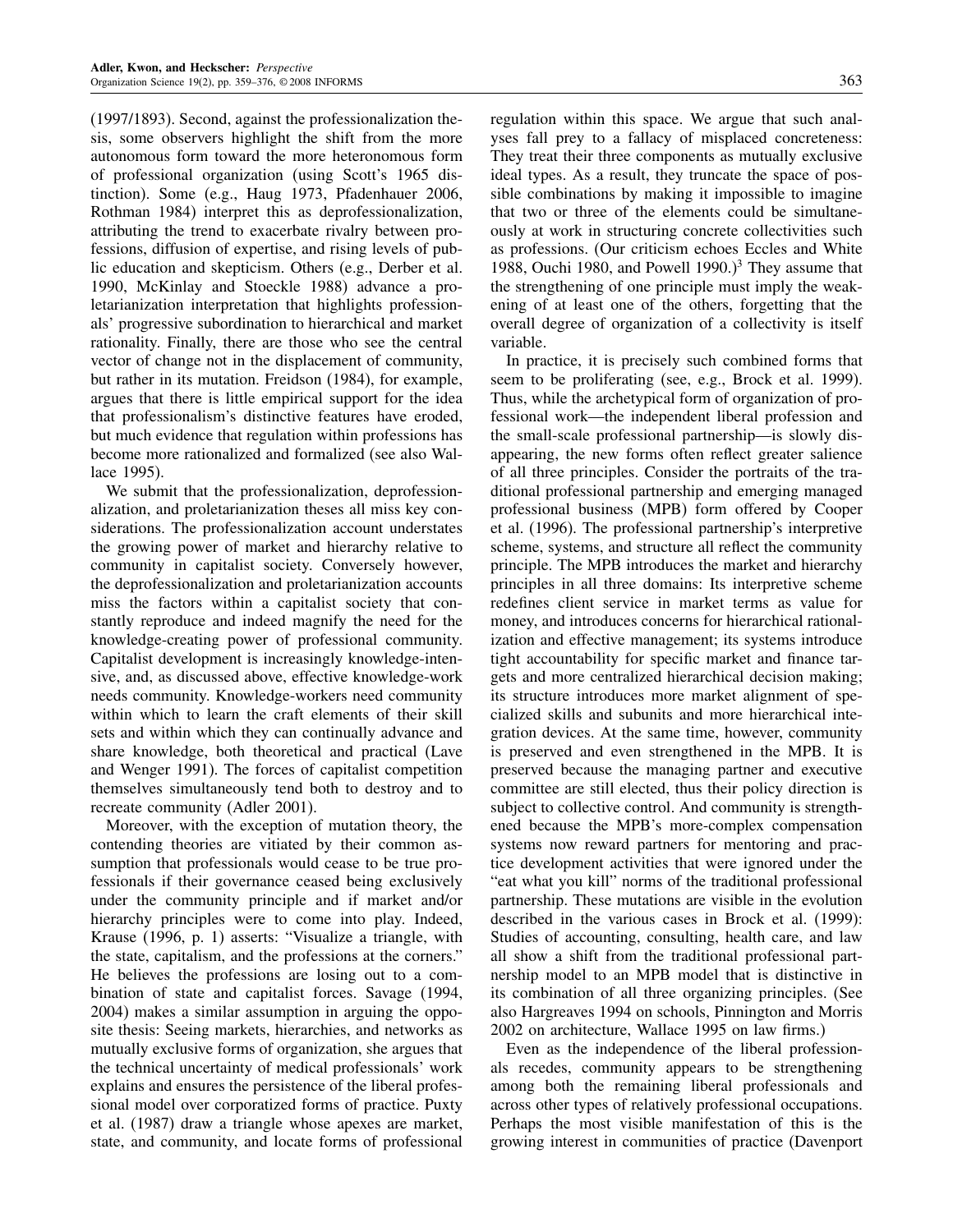(1997/1893). Second, against the professionalization thesis, some observers highlight the shift from the more autonomous form toward the more heteronomous form of professional organization (using Scott's 1965 distinction). Some (e.g., Haug 1973, Pfadenhauer 2006, Rothman 1984) interpret this as deprofessionalization, attributing the trend to exacerbate rivalry between professions, diffusion of expertise, and rising levels of public education and skepticism. Others (e.g., Derber et al. 1990, McKinlay and Stoeckle 1988) advance a proletarianization interpretation that highlights professionals' progressive subordination to hierarchical and market rationality. Finally, there are those who see the central vector of change not in the displacement of community, but rather in its mutation. Freidson (1984), for example, argues that there is little empirical support for the idea that professionalism's distinctive features have eroded, but much evidence that regulation within professions has become more rationalized and formalized (see also Wallace 1995).

We submit that the professionalization, deprofessionalization, and proletarianization theses all miss key considerations. The professionalization account understates the growing power of market and hierarchy relative to community in capitalist society. Conversely however, the deprofessionalization and proletarianization accounts miss the factors within a capitalist society that constantly reproduce and indeed magnify the need for the knowledge-creating power of professional community. Capitalist development is increasingly knowledge-intensive, and, as discussed above, effective knowledge-work needs community. Knowledge-workers need community within which to learn the craft elements of their skill sets and within which they can continually advance and share knowledge, both theoretical and practical (Lave and Wenger 1991). The forces of capitalist competition themselves simultaneously tend both to destroy and to recreate community (Adler 2001).

Moreover, with the exception of mutation theory, the contending theories are vitiated by their common assumption that professionals would cease to be true professionals if their governance ceased being exclusively under the community principle and if market and/or hierarchy principles were to come into play. Indeed, Krause (1996, p. 1) asserts: "Visualize a triangle, with the state, capitalism, and the professions at the corners." He believes the professions are losing out to a combination of state and capitalist forces. Savage (1994, 2004) makes a similar assumption in arguing the opposite thesis: Seeing markets, hierarchies, and networks as mutually exclusive forms of organization, she argues that the technical uncertainty of medical professionals' work explains and ensures the persistence of the liberal professional model over corporatized forms of practice. Puxty et al. (1987) draw a triangle whose apexes are market, state, and community, and locate forms of professional regulation within this space. We argue that such analyses fall prey to a fallacy of misplaced concreteness: They treat their three components as mutually exclusive ideal types. As a result, they truncate the space of possible combinations by making it impossible to imagine that two or three of the elements could be simultaneously at work in structuring concrete collectivities such as professions. (Our criticism echoes Eccles and White 1988, Ouchi 1980, and Powell 1990.)[3] They assume that the strengthening of one principle must imply the weakening of at least one of the others, forgetting that the overall degree of organization of a collectivity is itself variable.

In practice, it is precisely such combined forms that seem to be proliferating (see, e.g., Brock et al. 1999). Thus, while the archetypical form of organization of professional work—the independent liberal profession and the small-scale professional partnership—is slowly disappearing, the new forms often reflect greater salience of all three principles. Consider the portraits of the traditional professional partnership and emerging managed professional business (MPB) form offered by Cooper et al. (1996). The professional partnership's interpretive scheme, systems, and structure all reflect the community principle. The MPB introduces the market and hierarchy principles in all three domains: Its interpretive scheme redefines client service in market terms as value for money, and introduces concerns for hierarchical rationalization and effective management; its systems introduce tight accountability for specific market and finance targets and more centralized hierarchical decision making; its structure introduces more market alignment of specialized skills and subunits and more hierarchical integration devices. At the same time, however, community is preserved and even strengthened in the MPB. It is preserved because the managing partner and executive committee are still elected, thus their policy direction is subject to collective control. And community is strengthened because the MPB's more-complex compensation systems now reward partners for mentoring and practice development activities that were ignored under the "eat what you kill" norms of the traditional professional partnership. These mutations are visible in the evolution described in the various cases in Brock et al. (1999): Studies of accounting, consulting, health care, and law all show a shift from the traditional professional partnership model to an MPB model that is distinctive in its combination of all three organizing principles. (See also Hargreaves 1994 on schools, Pinnington and Morris 2002 on architecture, Wallace 1995 on law firms.)

Even as the independence of the liberal professionals recedes, community appears to be strengthening among both the remaining liberal professionals and across other types of relatively professional occupations. Perhaps the most visible manifestation of this is the growing interest in communities of practice (Davenport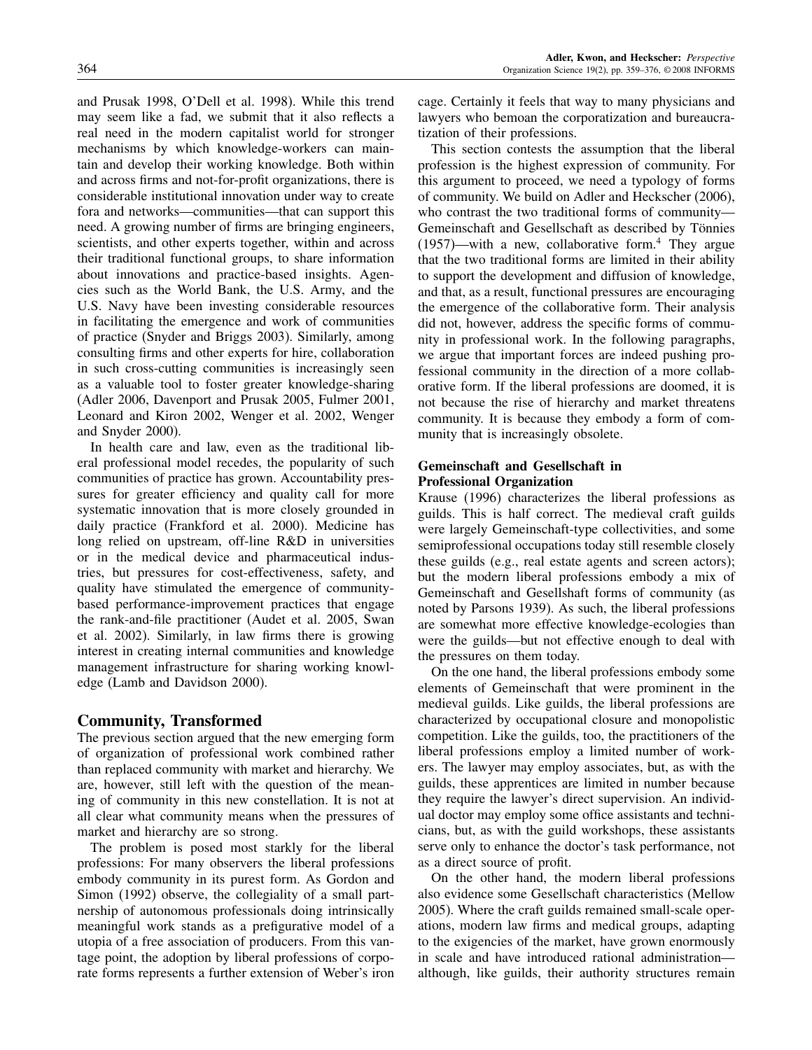and Prusak 1998, O'Dell et al. 1998). While this trend may seem like a fad, we submit that it also reflects a real need in the modern capitalist world for stronger mechanisms by which knowledge-workers can maintain and develop their working knowledge. Both within and across firms and not-for-profit organizations, there is considerable institutional innovation under way to create fora and networks—communities—that can support this need. A growing number of firms are bringing engineers, scientists, and other experts together, within and across their traditional functional groups, to share information about innovations and practice-based insights. Agencies such as the World Bank, the U.S. Army, and the U.S. Navy have been investing considerable resources in facilitating the emergence and work of communities of practice (Snyder and Briggs 2003). Similarly, among consulting firms and other experts for hire, collaboration in such cross-cutting communities is increasingly seen as a valuable tool to foster greater knowledge-sharing (Adler 2006, Davenport and Prusak 2005, Fulmer 2001, Leonard and Kiron 2002, Wenger et al. 2002, Wenger and Snyder 2000).

In health care and law, even as the traditional liberal professional model recedes, the popularity of such communities of practice has grown. Accountability pressures for greater efficiency and quality call for more systematic innovation that is more closely grounded in daily practice (Frankford et al. 2000). Medicine has long relied on upstream, off-line R&D in universities or in the medical device and pharmaceutical industries, but pressures for cost-effectiveness, safety, and quality have stimulated the emergence of community-based performance-improvement practices that engage the rank-and-file practitioner (Audet et al. 2005, Swan et al. 2002). Similarly, in law firms there is growing interest in creating internal communities and knowledge management infrastructure for sharing working knowledge (Lamb and Davidson 2000).

## Community, Transformed

The previous section argued that the new emerging form of organization of professional work combined rather than replaced community with market and hierarchy. We are, however, still left with the question of the meaning of community in this new constellation. It is not at all clear what community means when the pressures of market and hierarchy are so strong.

The problem is posed most starkly for the liberal professions: For many observers the liberal professions embody community in its purest form. As Gordon and Simon (1992) observe, the collegiality of a small partnership of autonomous professionals doing intrinsically meaningful work stands as a prefigurative model of a utopia of a free association of producers. From this vantage point, the adoption by liberal professions of corporate forms represents a further extension of Weber's iron cage. Certainly it feels that way to many physicians and lawyers who bemoan the corporatization and bureaucratization of their professions.

This section contests the assumption that the liberal profession is the highest expression of community. For this argument to proceed, we need a typology of forms of community. We build on Adler and Heckscher (2006), who contrast the two traditional forms of community—Gemeinschaft and Gesellschaft as described by Tönnies (1957)—with a new, collaborative form.[4] They argue that the two traditional forms are limited in their ability to support the development and diffusion of knowledge, and that, as a result, functional pressures are encouraging the emergence of the collaborative form. Their analysis did not, however, address the specific forms of community in professional work. In the following paragraphs, we argue that important forces are indeed pushing professional community in the direction of a more collaborative form. If the liberal professions are doomed, it is not because the rise of hierarchy and market threatens community. It is because they embody a form of community that is increasingly obsolete.

### Gemeinschaft and Gesellschaft in Professional Organization

Krause (1996) characterizes the liberal professions as guilds. This is half correct. The medieval craft guilds were largely Gemeinschaft-type collectivities, and some semiprofessional occupations today still resemble closely these guilds (e.g., real estate agents and screen actors); but the modern liberal professions embody a mix of Gemeinschaft and Gesellshaft forms of community (as noted by Parsons 1939). As such, the liberal professions are somewhat more effective knowledge-ecologies than were the guilds—but not effective enough to deal with the pressures on them today.

On the one hand, the liberal professions embody some elements of Gemeinschaft that were prominent in the medieval guilds. Like guilds, the liberal professions are characterized by occupational closure and monopolistic competition. Like the guilds, too, the practitioners of the liberal professions employ a limited number of workers. The lawyer may employ associates, but, as with the guilds, these apprentices are limited in number because they require the lawyer's direct supervision. An individual doctor may employ some office assistants and technicians, but, as with the guild workshops, these assistants serve only to enhance the doctor's task performance, not as a direct source of profit.

On the other hand, the modern liberal professions also evidence some Gesellschaft characteristics (Mellow 2005). Where the craft guilds remained small-scale operations, modern law firms and medical groups, adapting to the exigencies of the market, have grown enormously in scale and have introduced rational administration—although, like guilds, their authority structures remain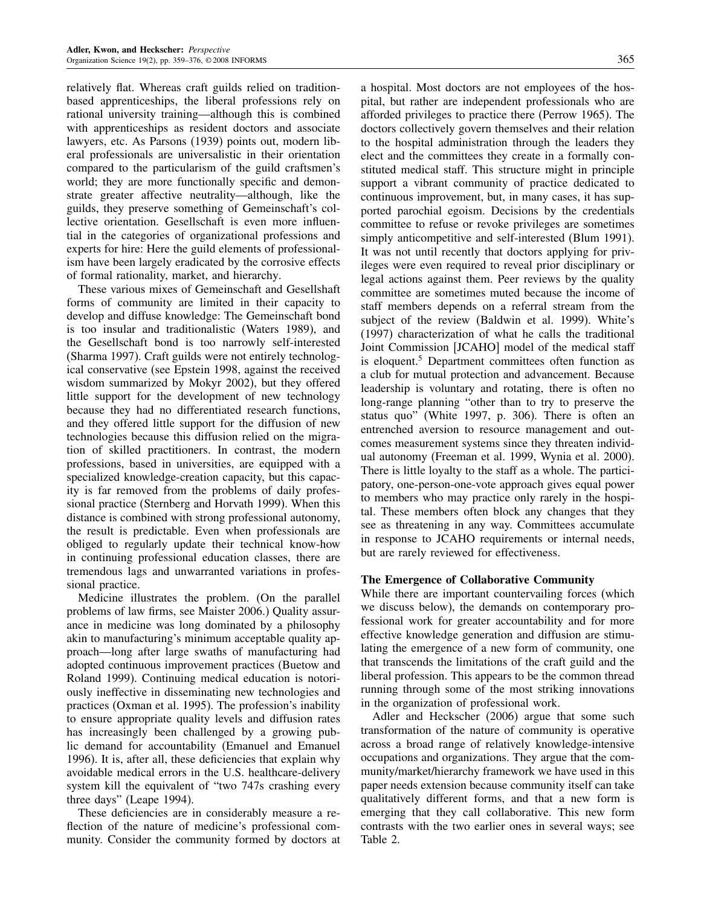relatively flat. Whereas craft guilds relied on tradition-based apprenticeships, the liberal professions rely on rational university training—although this is combined with apprenticeships as resident doctors and associate lawyers, etc. As Parsons (1939) points out, modern liberal professionals are universalistic in their orientation compared to the particularism of the guild craftsmen's world; they are more functionally specific and demonstrate greater affective neutrality—although, like the guilds, they preserve something of Gemeinschaft's collective orientation. Gesellschaft is even more influential in the categories of organizational professions and experts for hire: Here the guild elements of professionalism have been largely eradicated by the corrosive effects of formal rationality, market, and hierarchy.

These various mixes of Gemeinschaft and Gesellshaft forms of community are limited in their capacity to develop and diffuse knowledge: The Gemeinschaft bond is too insular and traditionalistic (Waters 1989), and the Gesellschaft bond is too narrowly self-interested (Sharma 1997). Craft guilds were not entirely technological conservative (see Epstein 1998, against the received wisdom summarized by Mokyr 2002), but they offered little support for the development of new technology because they had no differentiated research functions, and they offered little support for the diffusion of new technologies because this diffusion relied on the migration of skilled practitioners. In contrast, the modern professions, based in universities, are equipped with a specialized knowledge-creation capacity, but this capacity is far removed from the problems of daily professional practice (Sternberg and Horvath 1999). When this distance is combined with strong professional autonomy, the result is predictable. Even when professionals are obliged to regularly update their technical know-how in continuing professional education classes, there are tremendous lags and unwarranted variations in professional practice.

Medicine illustrates the problem. (On the parallel problems of law firms, see Maister 2006.) Quality assurance in medicine was long dominated by a philosophy akin to manufacturing's minimum acceptable quality approach—long after large swaths of manufacturing had adopted continuous improvement practices (Buetow and Roland 1999). Continuing medical education is notoriously ineffective in disseminating new technologies and practices (Oxman et al. 1995). The profession's inability to ensure appropriate quality levels and diffusion rates has increasingly been challenged by a growing public demand for accountability (Emanuel and Emanuel 1996). It is, after all, these deficiencies that explain why avoidable medical errors in the U.S. healthcare-delivery system kill the equivalent of "two 747s crashing every three days" (Leape 1994).

These deficiencies are in considerably measure a reflection of the nature of medicine's professional community. Consider the community formed by doctors at a hospital. Most doctors are not employees of the hospital, but rather are independent professionals who are afforded privileges to practice there (Perrow 1965). The doctors collectively govern themselves and their relation to the hospital administration through the leaders they elect and the committees they create in a formally constituted medical staff. This structure might in principle support a vibrant community of practice dedicated to continuous improvement, but, in many cases, it has supported parochial egoism. Decisions by the credentials committee to refuse or revoke privileges are sometimes simply anticompetitive and self-interested (Blum 1991). It was not until recently that doctors applying for privileges were even required to reveal prior disciplinary or legal actions against them. Peer reviews by the quality committee are sometimes muted because the income of staff members depends on a referral stream from the subject of the review (Baldwin et al. 1999). White's (1997) characterization of what he calls the traditional Joint Commission [JCAHO] model of the medical staff is eloquent.[5] Department committees often function as a club for mutual protection and advancement. Because leadership is voluntary and rotating, there is often no long-range planning "other than to try to preserve the status quo" (White 1997, p. 306). There is often an entrenched aversion to resource management and outcomes measurement systems since they threaten individual autonomy (Freeman et al. 1999, Wynia et al. 2000). There is little loyalty to the staff as a whole. The participatory, one-person-one-vote approach gives equal power to members who may practice only rarely in the hospital. These members often block any changes that they see as threatening in any way. Committees accumulate in response to JCAHO requirements or internal needs, but are rarely reviewed for effectiveness.

### The Emergence of Collaborative Community

While there are important countervailing forces (which we discuss below), the demands on contemporary professional work for greater accountability and for more effective knowledge generation and diffusion are stimulating the emergence of a new form of community, one that transcends the limitations of the craft guild and the liberal profession. This appears to be the common thread running through some of the most striking innovations in the organization of professional work.

Adler and Heckscher (2006) argue that some such transformation of the nature of community is operative across a broad range of relatively knowledge-intensive occupations and organizations. They argue that the community/market/hierarchy framework we have used in this paper needs extension because community itself can take qualitatively different forms, and that a new form is emerging that they call collaborative. This new form contrasts with the two earlier ones in several ways; see Table 2.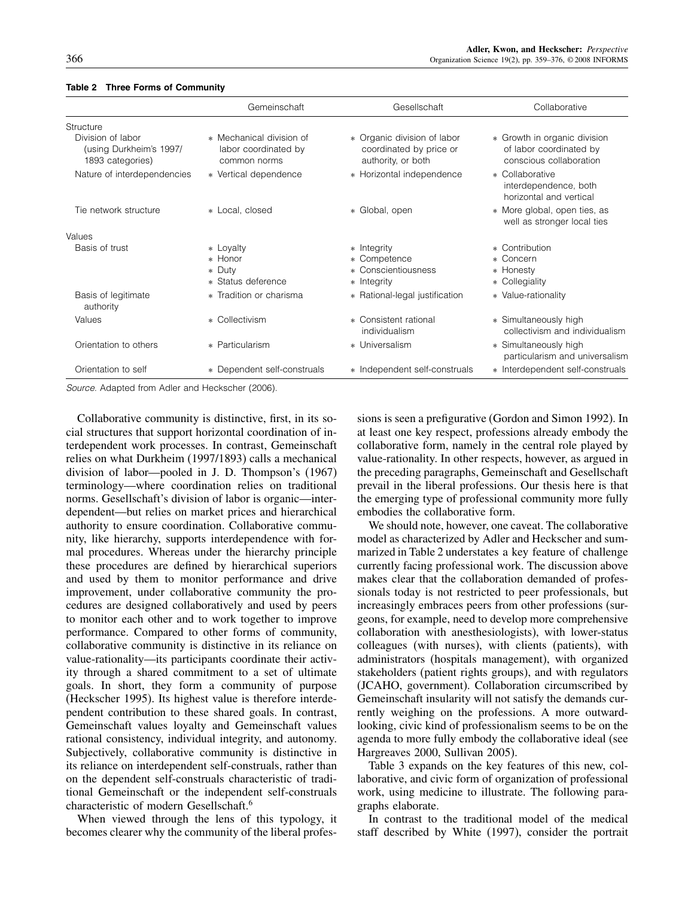**Table 2 Three Forms of Community**

| | Gemeinschaft | Gesellschaft | Collaborative |
|---|---|---|---|
| Structure | | | |
| Division of labor (using Durkheim's 1997/1893 categories) | * Mechanical division of labor coordinated by common norms | * Organic division of labor coordinated by price or authority, or both | * Growth in organic division of labor coordinated by conscious collaboration |
| Nature of interdependencies | * Vertical dependence | * Horizontal independence | * Collaborative interdependence, both horizontal and vertical |
| Tie network structure | * Local, closed | * Global, open | * More global, open ties, as well as stronger local ties |
| Values | | | |
| Basis of trust | * Loyalty<br>* Honor<br>* Duty<br>* Status deference | * Integrity<br>* Competence<br>* Conscientiousness<br>* Integrity | * Contribution<br>* Concern<br>* Honesty<br>* Collegiality |
| Basis of legitimate authority | * Tradition or charisma | * Rational-legal justification | * Value-rationality |
| Values | * Collectivism | * Consistent rational individualism | * Simultaneously high collectivism and individualism |
| Orientation to others | * Particularism | * Universalism | * Simultaneously high particularism and universalism |
| Orientation to self | * Dependent self-construals | * Independent self-construals | * Interdependent self-construals |

*Source.* Adapted from Adler and Heckscher (2006).

Collaborative community is distinctive, first, in its social structures that support horizontal coordination of interdependent work processes. In contrast, Gemeinschaft relies on what Durkheim (1997/1893) calls a mechanical division of labor—pooled in J. D. Thompson's (1967) terminology—where coordination relies on traditional norms. Gesellschaft's division of labor is organic—interdependent—but relies on market prices and hierarchical authority to ensure coordination. Collaborative community, like hierarchy, supports interdependence with formal procedures. Whereas under the hierarchy principle these procedures are defined by hierarchical superiors and used by them to monitor performance and drive improvement, under collaborative community the procedures are designed collaboratively and used by peers to monitor each other and to work together to improve performance. Compared to other forms of community, collaborative community is distinctive in its reliance on value-rationality—its participants coordinate their activity through a shared commitment to a set of ultimate goals. In short, they form a community of purpose (Heckscher 1995). Its highest value is therefore interdependent contribution to these shared goals. In contrast, Gemeinschaft values loyalty and Gemeinschaft values rational consistency, individual integrity, and autonomy. Subjectively, collaborative community is distinctive in its reliance on interdependent self-construals, rather than on the dependent self-construals characteristic of traditional Gemeinschaft or the independent self-construals characteristic of modern Gesellschaft.[6]

When viewed through the lens of this typology, it becomes clearer why the community of the liberal professions is seen a prefigurative (Gordon and Simon 1992). In at least one key respect, professions already embody the collaborative form, namely in the central role played by value-rationality. In other respects, however, as argued in the preceding paragraphs, Gemeinschaft and Gesellschaft prevail in the liberal professions. Our thesis here is that the emerging type of professional community more fully embodies the collaborative form.

We should note, however, one caveat. The collaborative model as characterized by Adler and Heckscher and summarized in Table 2 understates a key feature of challenge currently facing professional work. The discussion above makes clear that the collaboration demanded of professionals today is not restricted to peer professionals, but increasingly embraces peers from other professions (surgeons, for example, need to develop more comprehensive collaboration with anesthesiologists), with lower-status colleagues (with nurses), with clients (patients), with administrators (hospitals management), with organized stakeholders (patient rights groups), and with regulators (JCAHO, government). Collaboration circumscribed by Gemeinschaft insularity will not satisfy the demands currently weighing on the professions. A more outward-looking, civic kind of professionalism seems to be on the agenda to more fully embody the collaborative ideal (see Hargreaves 2000, Sullivan 2005).

Table 3 expands on the key features of this new, collaborative, and civic form of organization of professional work, using medicine to illustrate. The following paragraphs elaborate.

In contrast to the traditional model of the medical staff described by White (1997), consider the portrait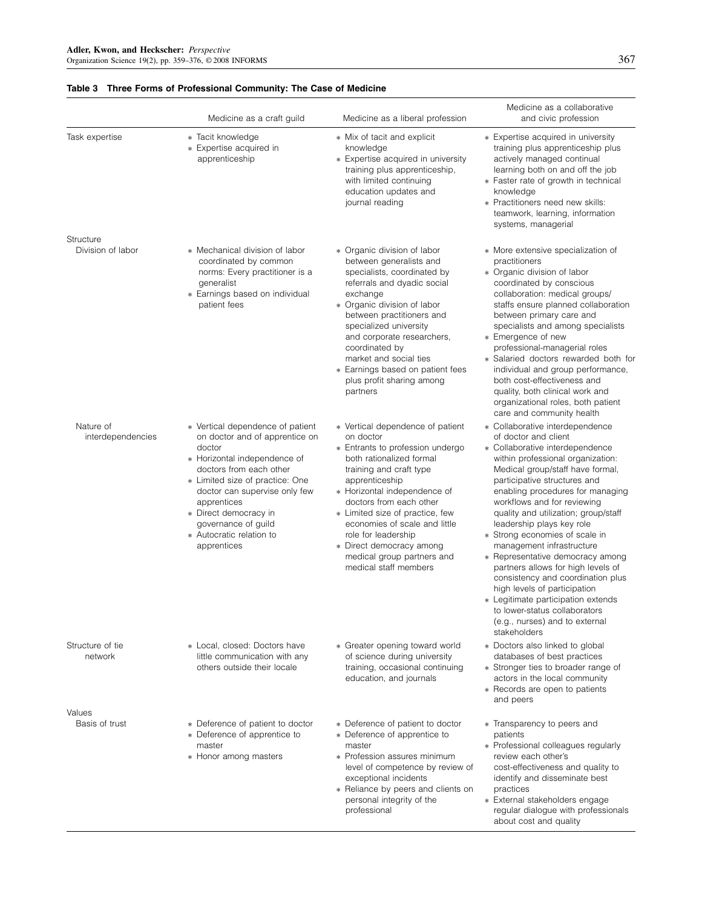**Table 3 Three Forms of Professional Community: The Case of Medicine**

| | Medicine as a craft guild | Medicine as a liberal profession | Medicine as a collaborative and civic profession |
|---|---|---|---|
| Task expertise | * Tacit knowledge<br>* Expertise acquired in apprenticeship | * Mix of tacit and explicit knowledge<br>* Expertise acquired in university training plus apprenticeship, with limited continuing education updates and journal reading | * Expertise acquired in university training plus apprenticeship plus actively managed continual learning both on and off the job<br>* Faster rate of growth in technical knowledge<br>* Practitioners need new skills: teamwork, learning, information systems, managerial |
| Structure | | | |
| Division of labor | * Mechanical division of labor coordinated by common norms: Every practitioner is a generalist<br>* Earnings based on individual patient fees | * Organic division of labor between generalists and specialists, coordinated by referrals and dyadic social exchange<br>* Organic division of labor between practitioners and specialized university and corporate researchers, coordinated by market and social ties<br>* Earnings based on patient fees plus profit sharing among partners | * More extensive specialization of practitioners<br>* Organic division of labor coordinated by conscious collaboration: medical groups/staffs ensure planned collaboration between primary care and specialists and among specialists<br>* Emergence of new professional-managerial roles<br>* Salaried doctors rewarded both for individual and group performance, both cost-effectiveness and quality, both clinical work and organizational roles, both patient care and community health |
| Nature of interdependencies | * Vertical dependence of patient on doctor and of apprentice on doctor<br>* Horizontal independence of doctors from each other<br>* Limited size of practice: One doctor can supervise only few apprentices<br>* Direct democracy in governance of guild<br>* Autocratic relation to apprentices | * Vertical dependence of patient on doctor<br>* Entrants to profession undergo both rationalized formal training and craft type apprenticeship<br>* Horizontal independence of doctors from each other<br>* Limited size of practice, few economies of scale and little role for leadership<br>* Direct democracy among medical group partners and medical staff members | * Collaborative interdependence of doctor and client<br>* Collaborative interdependence within professional organization: Medical group/staff have formal, participative structures and enabling procedures for managing workflows and for reviewing quality and utilization; group/staff leadership plays key role<br>* Strong economies of scale in management infrastructure<br>* Representative democracy among partners allows for high levels of consistency and coordination plus high levels of participation<br>* Legitimate participation extends to lower-status collaborators (e.g., nurses) and to external stakeholders |
| Structure of tie network | * Local, closed: Doctors have little communication with any others outside their locale | * Greater opening toward world of science during university training, occasional continuing education, and journals | * Doctors also linked to global databases of best practices<br>* Stronger ties to broader range of actors in the local community<br>* Records are open to patients and peers |
| Values | | | |
| Basis of trust | * Deference of patient to doctor<br>* Deference of apprentice to master<br>* Honor among masters | * Deference of patient to doctor<br>* Deference of apprentice to master<br>* Profession assures minimum level of competence by review of exceptional incidents<br>* Reliance by peers and clients on personal integrity of the professional | * Transparency to peers and patients<br>* Professional colleagues regularly review each other's cost-effectiveness and quality to identify and disseminate best practices<br>* External stakeholders engage regular dialogue with professionals about cost and quality |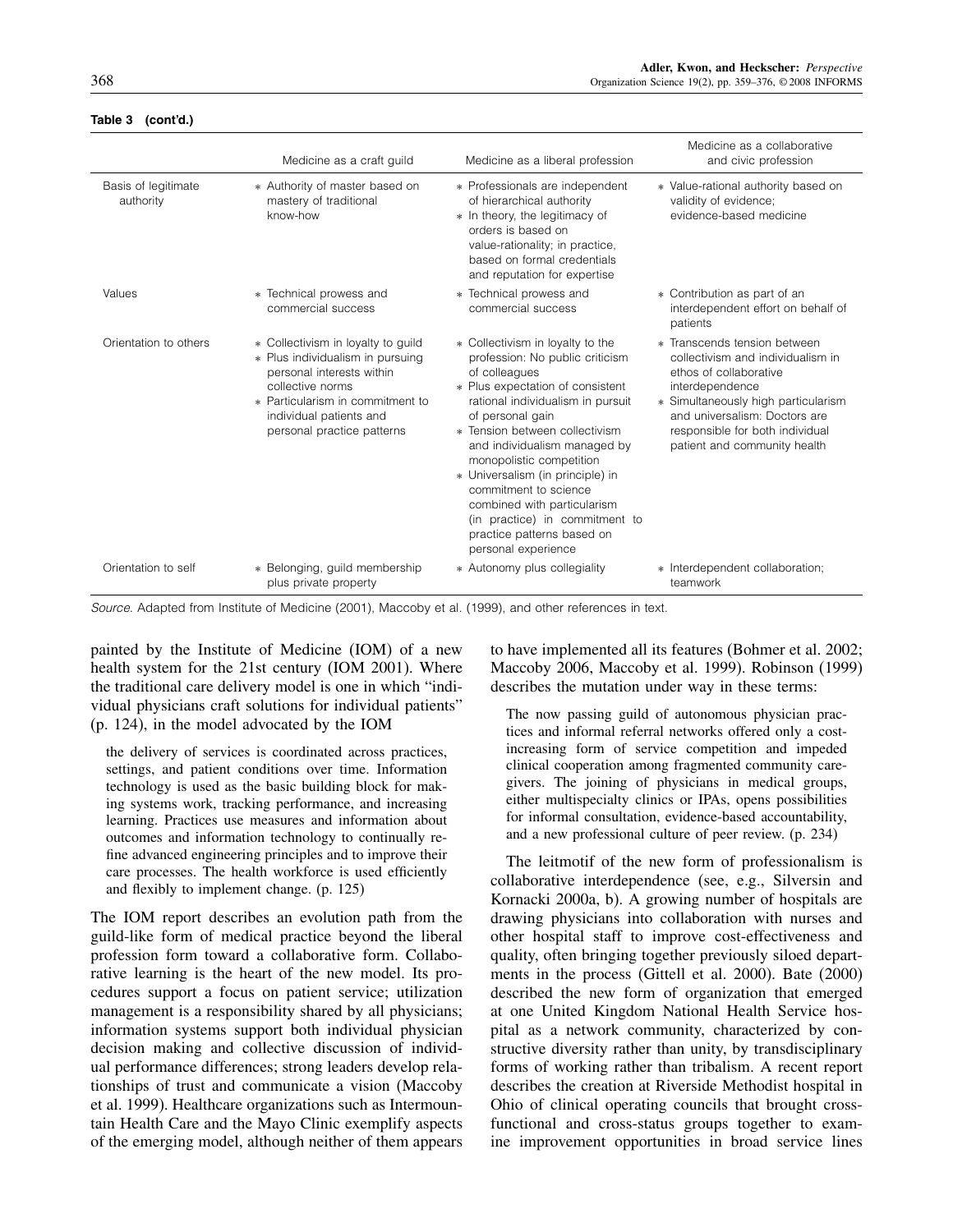**Table 3 (cont'd.)**

| | Medicine as a craft guild | Medicine as a liberal profession | Medicine as a collaborative and civic profession |
|---|---|---|---|
| Basis of legitimate authority | * Authority of master based on mastery of traditional know-how | * Professionals are independent of hierarchical authority<br>* In theory, the legitimacy of orders is based on value-rationality; in practice, based on formal credentials and reputation for expertise | * Value-rational authority based on validity of evidence; evidence-based medicine |
| Values | * Technical prowess and commercial success | * Technical prowess and commercial success | * Contribution as part of an interdependent effort on behalf of patients |
| Orientation to others | * Collectivism in loyalty to guild<br>* Plus individualism in pursuing personal interests within collective norms<br>* Particularism in commitment to individual patients and personal practice patterns | * Collectivism in loyalty to the profession: No public criticism of colleagues<br>* Plus expectation of consistent rational individualism in pursuit of personal gain<br>* Tension between collectivism and individualism managed by monopolistic competition<br>* Universalism (in principle) in commitment to science combined with particularism (in practice) in commitment to practice patterns based on personal experience | * Transcends tension between collectivism and individualism in ethos of collaborative interdependence<br>* Simultaneously high particularism and universalism: Doctors are responsible for both individual patient and community health |
| Orientation to self | * Belonging, guild membership plus private property | * Autonomy plus collegiality | * Interdependent collaboration; teamwork |

*Source.* Adapted from Institute of Medicine (2001), Maccoby et al. (1999), and other references in text.

painted by the Institute of Medicine (IOM) of a new health system for the 21st century (IOM 2001). Where the traditional care delivery model is one in which "individual physicians craft solutions for individual patients" (p. 124), in the model advocated by the IOM

> the delivery of services is coordinated across practices, settings, and patient conditions over time. Information technology is used as the basic building block for making systems work, tracking performance, and increasing learning. Practices use measures and information about outcomes and information technology to continually refine advanced engineering principles and to improve their care processes. The health workforce is used efficiently and flexibly to implement change. (p. 125)

The IOM report describes an evolution path from the guild-like form of medical practice beyond the liberal profession form toward a collaborative form. Collaborative learning is the heart of the new model. Its procedures support a focus on patient service; utilization management is a responsibility shared by all physicians; information systems support both individual physician decision making and collective discussion of individual performance differences; strong leaders develop relationships of trust and communicate a vision (Maccoby et al. 1999). Healthcare organizations such as Intermountain Health Care and the Mayo Clinic exemplify aspects of the emerging model, although neither of them appears to have implemented all its features (Bohmer et al. 2002; Maccoby 2006, Maccoby et al. 1999). Robinson (1999) describes the mutation under way in these terms:

> The now passing guild of autonomous physician practices and informal referral networks offered only a cost-increasing form of service competition and impeded clinical cooperation among fragmented community caregivers. The joining of physicians in medical groups, either multispecialty clinics or IPAs, opens possibilities for informal consultation, evidence-based accountability, and a new professional culture of peer review. (p. 234)

The leitmotif of the new form of professionalism is collaborative interdependence (see, e.g., Silversin and Kornacki 2000a, b). A growing number of hospitals are drawing physicians into collaboration with nurses and other hospital staff to improve cost-effectiveness and quality, often bringing together previously siloed departments in the process (Gittell et al. 2000). Bate (2000) described the new form of organization that emerged at one United Kingdom National Health Service hospital as a network community, characterized by constructive diversity rather than unity, by transdisciplinary forms of working rather than tribalism. A recent report describes the creation at Riverside Methodist hospital in Ohio of clinical operating councils that brought cross-functional and cross-status groups together to examine improvement opportunities in broad service lines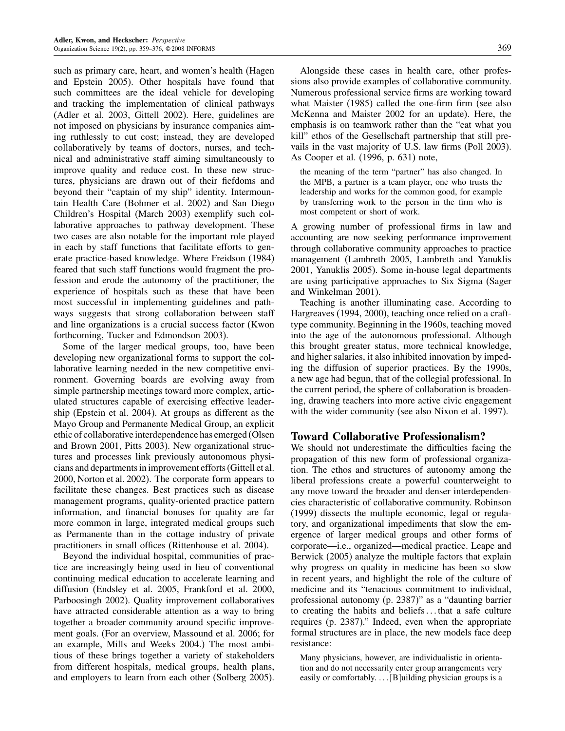such as primary care, heart, and women's health (Hagen and Epstein 2005). Other hospitals have found that such committees are the ideal vehicle for developing and tracking the implementation of clinical pathways (Adler et al. 2003, Gittell 2002). Here, guidelines are not imposed on physicians by insurance companies aiming ruthlessly to cut cost; instead, they are developed collaboratively by teams of doctors, nurses, and technical and administrative staff aiming simultaneously to improve quality and reduce cost. In these new structures, physicians are drawn out of their fiefdoms and beyond their "captain of my ship" identity. Intermountain Health Care (Bohmer et al. 2002) and San Diego Children's Hospital (March 2003) exemplify such collaborative approaches to pathway development. These two cases are also notable for the important role played in each by staff functions that facilitate efforts to generate practice-based knowledge. Where Freidson (1984) feared that such staff functions would fragment the profession and erode the autonomy of the practitioner, the experience of hospitals such as these that have been most successful in implementing guidelines and pathways suggests that strong collaboration between staff and line organizations is a crucial success factor (Kwon forthcoming, Tucker and Edmondson 2003).

Some of the larger medical groups, too, have been developing new organizational forms to support the collaborative learning needed in the new competitive environment. Governing boards are evolving away from simple partnership meetings toward more complex, articulated structures capable of exercising effective leadership (Epstein et al. 2004). At groups as different as the Mayo Group and Permanente Medical Group, an explicit ethic of collaborative interdependence has emerged (Olsen and Brown 2001, Pitts 2003). New organizational structures and processes link previously autonomous physicians and departments in improvement efforts (Gittell et al. 2000, Norton et al. 2002). The corporate form appears to facilitate these changes. Best practices such as disease management programs, quality-oriented practice pattern information, and financial bonuses for quality are far more common in large, integrated medical groups such as Permanente than in the cottage industry of private practitioners in small offices (Rittenhouse et al. 2004).

Beyond the individual hospital, communities of practice are increasingly being used in lieu of conventional continuing medical education to accelerate learning and diffusion (Endsley et al. 2005, Frankford et al. 2000, Parboosingh 2002). Quality improvement collaboratives have attracted considerable attention as a way to bring together a broader community around specific improvement goals. (For an overview, Massound et al. 2006; for an example, Mills and Weeks 2004.) The most ambitious of these brings together a variety of stakeholders from different hospitals, medical groups, health plans, and employers to learn from each other (Solberg 2005).

Alongside these cases in health care, other professions also provide examples of collaborative community. Numerous professional service firms are working toward what Maister (1985) called the one-firm firm (see also McKenna and Maister 2002 for an update). Here, the emphasis is on teamwork rather than the "eat what you kill" ethos of the Gesellschaft partnership that still prevails in the vast majority of U.S. law firms (Poll 2003). As Cooper et al. (1996, p. 631) note,

> the meaning of the term "partner" has also changed. In the MPB, a partner is a team player, one who trusts the leadership and works for the common good, for example by transferring work to the person in the firm who is most competent or short of work.

A growing number of professional firms in law and accounting are now seeking performance improvement through collaborative community approaches to practice management (Lambreth 2005, Lambreth and Yanuklis 2001, Yanuklis 2005). Some in-house legal departments are using participative approaches to Six Sigma (Sager and Winkelman 2001).

Teaching is another illuminating case. According to Hargreaves (1994, 2000), teaching once relied on a craft-type community. Beginning in the 1960s, teaching moved into the age of the autonomous professional. Although this brought greater status, more technical knowledge, and higher salaries, it also inhibited innovation by impeding the diffusion of superior practices. By the 1990s, a new age had begun, that of the collegial professional. In the current period, the sphere of collaboration is broadening, drawing teachers into more active civic engagement with the wider community (see also Nixon et al. 1997).

## Toward Collaborative Professionalism?

We should not underestimate the difficulties facing the propagation of this new form of professional organization. The ethos and structures of autonomy among the liberal professions create a powerful counterweight to any move toward the broader and denser interdependencies characteristic of collaborative community. Robinson (1999) dissects the multiple economic, legal or regulatory, and organizational impediments that slow the emergence of larger medical groups and other forms of corporate—i.e., organized—medical practice. Leape and Berwick (2005) analyze the multiple factors that explain why progress on quality in medicine has been so slow in recent years, and highlight the role of the culture of medicine and its "tenacious commitment to individual, professional autonomy (p. 2387)" as a "daunting barrier to creating the habits and beliefs ... that a safe culture requires (p. 2387)." Indeed, even when the appropriate formal structures are in place, the new models face deep resistance:

> Many physicians, however, are individualistic in orientation and do not necessarily enter group arrangements very easily or comfortably. ... [B]uilding physician groups is a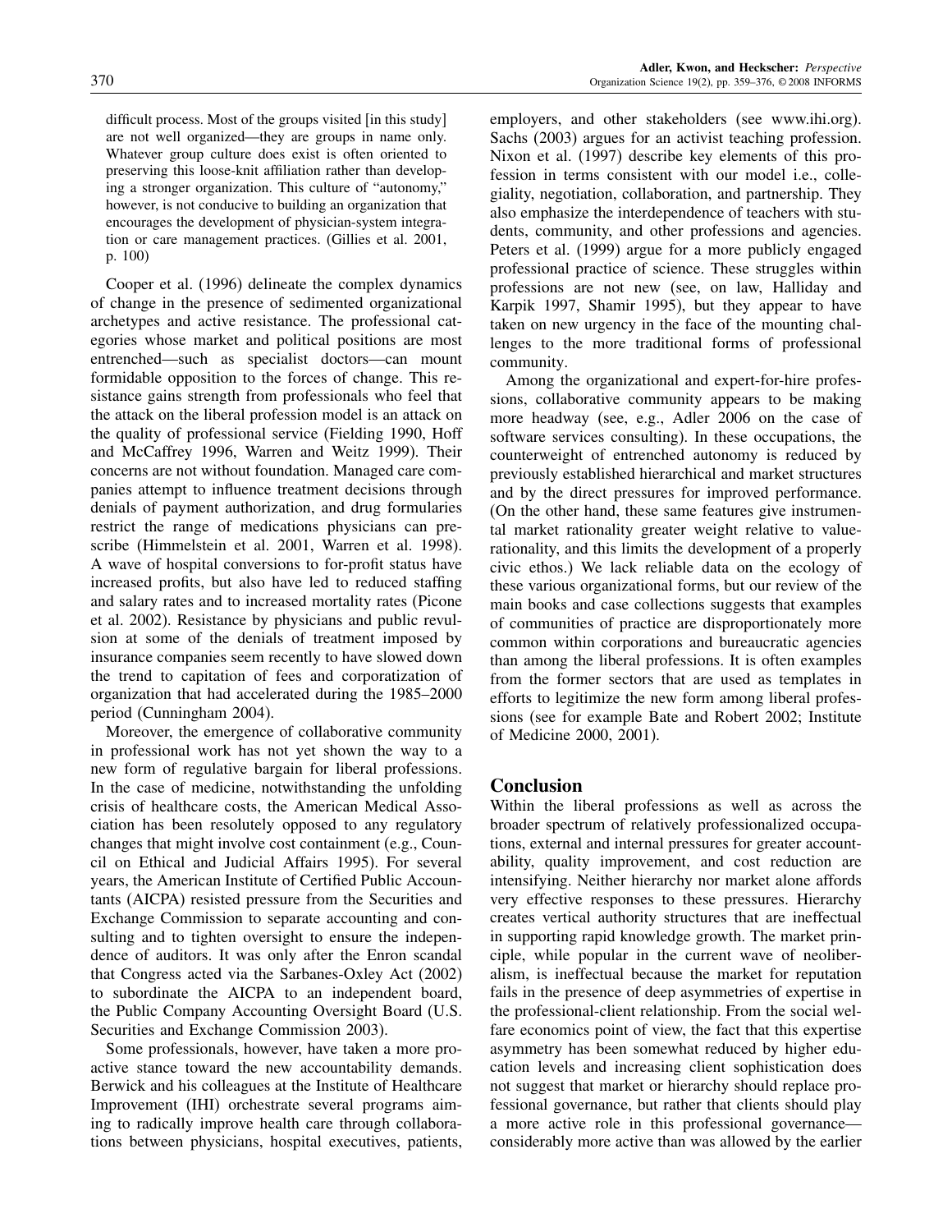difficult process. Most of the groups visited [in this study] are not well organized—they are groups in name only. Whatever group culture does exist is often oriented to preserving this loose-knit affiliation rather than developing a stronger organization. This culture of "autonomy," however, is not conducive to building an organization that encourages the development of physician-system integration or care management practices. (Gillies et al. 2001, p. 100)

Cooper et al. (1996) delineate the complex dynamics of change in the presence of sedimented organizational archetypes and active resistance. The professional categories whose market and political positions are most entrenched—such as specialist doctors—can mount formidable opposition to the forces of change. This resistance gains strength from professionals who feel that the attack on the liberal profession model is an attack on the quality of professional service (Fielding 1990, Hoff and McCaffrey 1996, Warren and Weitz 1999). Their concerns are not without foundation. Managed care companies attempt to influence treatment decisions through denials of payment authorization, and drug formularies restrict the range of medications physicians can prescribe (Himmelstein et al. 2001, Warren et al. 1998). A wave of hospital conversions to for-profit status have increased profits, but also have led to reduced staffing and salary rates and to increased mortality rates (Picone et al. 2002). Resistance by physicians and public revulsion at some of the denials of treatment imposed by insurance companies seem recently to have slowed down the trend to capitation of fees and corporatization of organization that had accelerated during the 1985–2000 period (Cunningham 2004).

Moreover, the emergence of collaborative community in professional work has not yet shown the way to a new form of regulative bargain for liberal professions. In the case of medicine, notwithstanding the unfolding crisis of healthcare costs, the American Medical Association has been resolutely opposed to any regulatory changes that might involve cost containment (e.g., Council on Ethical and Judicial Affairs 1995). For several years, the American Institute of Certified Public Accountants (AICPA) resisted pressure from the Securities and Exchange Commission to separate accounting and consulting and to tighten oversight to ensure the independence of auditors. It was only after the Enron scandal that Congress acted via the Sarbanes-Oxley Act (2002) to subordinate the AICPA to an independent board, the Public Company Accounting Oversight Board (U.S. Securities and Exchange Commission 2003).

Some professionals, however, have taken a more proactive stance toward the new accountability demands. Berwick and his colleagues at the Institute of Healthcare Improvement (IHI) orchestrate several programs aiming to radically improve health care through collaborations between physicians, hospital executives, patients, employers, and other stakeholders (see www.ihi.org). Sachs (2003) argues for an activist teaching profession. Nixon et al. (1997) describe key elements of this profession in terms consistent with our model i.e., collegiality, negotiation, collaboration, and partnership. They also emphasize the interdependence of teachers with students, community, and other professions and agencies. Peters et al. (1999) argue for a more publicly engaged professional practice of science. These struggles within professions are not new (see, on law, Halliday and Karpik 1997, Shamir 1995), but they appear to have taken on new urgency in the face of the mounting challenges to the more traditional forms of professional community.

Among the organizational and expert-for-hire professions, collaborative community appears to be making more headway (see, e.g., Adler 2006 on the case of software services consulting). In these occupations, the counterweight of entrenched autonomy is reduced by previously established hierarchical and market structures and by the direct pressures for improved performance. (On the other hand, these same features give instrumental market rationality greater weight relative to value-rationality, and this limits the development of a properly civic ethos.) We lack reliable data on the ecology of these various organizational forms, but our review of the main books and case collections suggests that examples of communities of practice are disproportionately more common within corporations and bureaucratic agencies than among the liberal professions. It is often examples from the former sectors that are used as templates in efforts to legitimize the new form among liberal professions (see for example Bate and Robert 2002; Institute of Medicine 2000, 2001).

## Conclusion

Within the liberal professions as well as across the broader spectrum of relatively professionalized occupations, external and internal pressures for greater accountability, quality improvement, and cost reduction are intensifying. Neither hierarchy nor market alone affords very effective responses to these pressures. Hierarchy creates vertical authority structures that are ineffectual in supporting rapid knowledge growth. The market principle, while popular in the current wave of neoliberalism, is ineffectual because the market for reputation fails in the presence of deep asymmetries of expertise in the professional-client relationship. From the social welfare economics point of view, the fact that this expertise asymmetry has been somewhat reduced by higher education levels and increasing client sophistication does not suggest that market or hierarchy should replace professional governance, but rather that clients should play a more active role in this professional governance—considerably more active than was allowed by the earlier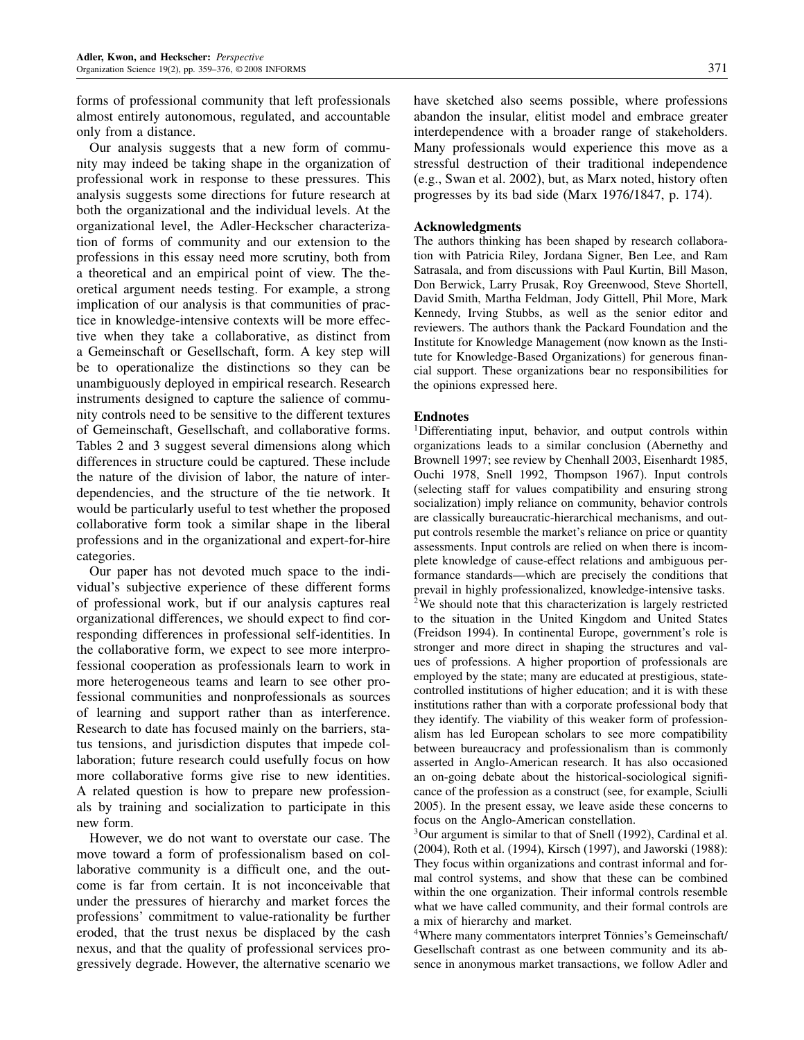forms of professional community that left professionals almost entirely autonomous, regulated, and accountable only from a distance.

Our analysis suggests that a new form of community may indeed be taking shape in the organization of professional work in response to these pressures. This analysis suggests some directions for future research at both the organizational and the individual levels. At the organizational level, the Adler-Heckscher characterization of forms of community and our extension to the professions in this essay need more scrutiny, both from a theoretical and an empirical point of view. The theoretical argument needs testing. For example, a strong implication of our analysis is that communities of practice in knowledge-intensive contexts will be more effective when they take a collaborative, as distinct from a Gemeinschaft or Gesellschaft, form. A key step will be to operationalize the distinctions so they can be unambiguously deployed in empirical research. Research instruments designed to capture the salience of community controls need to be sensitive to the different textures of Gemeinschaft, Gesellschaft, and collaborative forms. Tables 2 and 3 suggest several dimensions along which differences in structure could be captured. These include the nature of the division of labor, the nature of interdependencies, and the structure of the tie network. It would be particularly useful to test whether the proposed collaborative form took a similar shape in the liberal professions and in the organizational and expert-for-hire categories.

Our paper has not devoted much space to the individual's subjective experience of these different forms of professional work, but if our analysis captures real organizational differences, we should expect to find corresponding differences in professional self-identities. In the collaborative form, we expect to see more interprofessional cooperation as professionals learn to work in more heterogeneous teams and learn to see other professional communities and nonprofessionals as sources of learning and support rather than as interference. Research to date has focused mainly on the barriers, status tensions, and jurisdiction disputes that impede collaboration; future research could usefully focus on how more collaborative forms give rise to new identities. A related question is how to prepare new professionals by training and socialization to participate in this new form.

However, we do not want to overstate our case. The move toward a form of professionalism based on collaborative community is a difficult one, and the outcome is far from certain. It is not inconceivable that under the pressures of hierarchy and market forces the professions' commitment to value-rationality be further eroded, that the trust nexus be displaced by the cash nexus, and that the quality of professional services progressively degrade. However, the alternative scenario we have sketched also seems possible, where professions abandon the insular, elitist model and embrace greater interdependence with a broader range of stakeholders. Many professionals would experience this move as a stressful destruction of their traditional independence (e.g., Swan et al. 2002), but, as Marx noted, history often progresses by its bad side (Marx 1976/1847, p. 174).

## Acknowledgments

The authors thinking has been shaped by research collaboration with Patricia Riley, Jordana Signer, Ben Lee, and Ram Satrasala, and from discussions with Paul Kurtin, Bill Mason, Don Berwick, Larry Prusak, Roy Greenwood, Steve Shortell, David Smith, Martha Feldman, Jody Gittell, Phil More, Mark Kennedy, Irving Stubbs, as well as the senior editor and reviewers. The authors thank the Packard Foundation and the Institute for Knowledge Management (now known as the Institute for Knowledge-Based Organizations) for generous financial support. These organizations bear no responsibilities for the opinions expressed here.

## Endnotes

[1]Differentiating input, behavior, and output controls within organizations leads to a similar conclusion (Abernethy and Brownell 1997; see review by Chenhall 2003, Eisenhardt 1985, Ouchi 1978, Snell 1992, Thompson 1967). Input controls (selecting staff for values compatibility and ensuring strong socialization) imply reliance on community, behavior controls are classically bureaucratic-hierarchical mechanisms, and output controls resemble the market's reliance on price or quantity assessments. Input controls are relied on when there is incomplete knowledge of cause-effect relations and ambiguous performance standards—which are precisely the conditions that prevail in highly professionalized, knowledge-intensive tasks.

[2]We should note that this characterization is largely restricted to the situation in the United Kingdom and United States (Freidson 1994). In continental Europe, government's role is stronger and more direct in shaping the structures and values of professions. A higher proportion of professionals are employed by the state; many are educated at prestigious, state-controlled institutions of higher education; and it is with these institutions rather than with a corporate professional body that they identify. The viability of this weaker form of professionalism has led European scholars to see more compatibility between bureaucracy and professionalism than is commonly asserted in Anglo-American research. It has also occasioned an on-going debate about the historical-sociological significance of the profession as a construct (see, for example, Sciulli 2005). In the present essay, we leave aside these concerns to focus on the Anglo-American constellation.

[3]Our argument is similar to that of Snell (1992), Cardinal et al. (2004), Roth et al. (1994), Kirsch (1997), and Jaworski (1988): They focus within organizations and contrast informal and formal control systems, and show that these can be combined within the one organization. Their informal controls resemble what we have called community, and their formal controls are a mix of hierarchy and market.

[4]Where many commentators interpret Tönnies's Gemeinschaft/Gesellschaft contrast as one between community and its absence in anonymous market transactions, we follow Adler and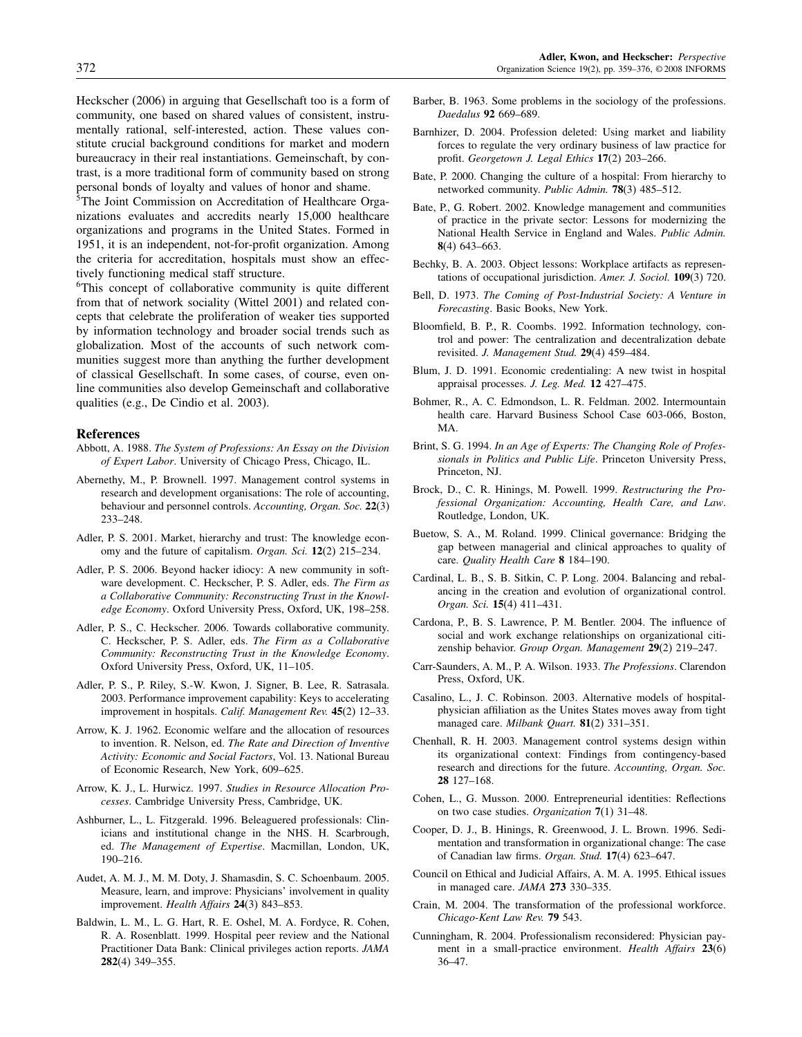Heckscher (2006) in arguing that Gesellschaft too is a form of community, one based on shared values of consistent, instrumentally rational, self-interested, action. These values constitute crucial background conditions for market and modern bureaucracy in their real instantiations. Gemeinschaft, by contrast, is a more traditional form of community based on strong personal bonds of loyalty and values of honor and shame.

[5]The Joint Commission on Accreditation of Healthcare Organizations evaluates and accredits nearly 15,000 healthcare organizations and programs in the United States. Formed in 1951, it is an independent, not-for-profit organization. Among the criteria for accreditation, hospitals must show an effectively functioning medical staff structure.

[6]This concept of collaborative community is quite different from that of network sociality (Wittel 2001) and related concepts that celebrate the proliferation of weaker ties supported by information technology and broader social trends such as globalization. Most of the accounts of such network communities suggest more than anything the further development of classical Gesellschaft. In some cases, of course, even online communities also develop Gemeinschaft and collaborative qualities (e.g., De Cindio et al. 2003).

## References

Abbott, A. 1988. *The System of Professions: An Essay on the Division of Expert Labor*. University of Chicago Press, Chicago, IL.

Abernethy, M., P. Brownell. 1997. Management control systems in research and development organisations: The role of accounting, behaviour and personnel controls. *Accounting, Organ. Soc.* **22**(3) 233–248.

Adler, P. S. 2001. Market, hierarchy and trust: The knowledge economy and the future of capitalism. *Organ. Sci.* **12**(2) 215–234.

Adler, P. S. 2006. Beyond hacker idiocy: A new community in software development. C. Heckscher, P. S. Adler, eds. *The Firm as a Collaborative Community: Reconstructing Trust in the Knowledge Economy*. Oxford University Press, Oxford, UK, 198–258.

Adler, P. S., C. Heckscher. 2006. Towards collaborative community. C. Heckscher, P. S. Adler, eds. *The Firm as a Collaborative Community: Reconstructing Trust in the Knowledge Economy*. Oxford University Press, Oxford, UK, 11–105.

Adler, P. S., P. Riley, S.-W. Kwon, J. Signer, B. Lee, R. Satrasala. 2003. Performance improvement capability: Keys to accelerating improvement in hospitals. *Calif. Management Rev.* **45**(2) 12–33.

Arrow, K. J. 1962. Economic welfare and the allocation of resources to invention. R. Nelson, ed. *The Rate and Direction of Inventive Activity: Economic and Social Factors*, Vol. 13. National Bureau of Economic Research, New York, 609–625.

Arrow, K. J., L. Hurwicz. 1997. *Studies in Resource Allocation Processes*. Cambridge University Press, Cambridge, UK.

Ashburner, L., L. Fitzgerald. 1996. Beleaguered professionals: Clinicians and institutional change in the NHS. H. Scarbrough, ed. *The Management of Expertise*. Macmillan, London, UK, 190–216.

Audet, A. M. J., M. M. Doty, J. Shamasdin, S. C. Schoenbaum. 2005. Measure, learn, and improve: Physicians' involvement in quality improvement. *Health Affairs* **24**(3) 843–853.

Baldwin, L. M., L. G. Hart, R. E. Oshel, M. A. Fordyce, R. Cohen, R. A. Rosenblatt. 1999. Hospital peer review and the National Practitioner Data Bank: Clinical privileges action reports. *JAMA* **282**(4) 349–355.

Barber, B. 1963. Some problems in the sociology of the professions. *Daedalus* **92** 669–689.

Barnhizer, D. 2004. Profession deleted: Using market and liability forces to regulate the very ordinary business of law practice for profit. *Georgetown J. Legal Ethics* **17**(2) 203–266.

Bate, P. 2000. Changing the culture of a hospital: From hierarchy to networked community. *Public Admin.* **78**(3) 485–512.

Bate, P., G. Robert. 2002. Knowledge management and communities of practice in the private sector: Lessons for modernizing the National Health Service in England and Wales. *Public Admin.* **8**(4) 643–663.

Bechky, B. A. 2003. Object lessons: Workplace artifacts as representations of occupational jurisdiction. *Amer. J. Sociol.* **109**(3) 720.

Bell, D. 1973. *The Coming of Post-Industrial Society: A Venture in Forecasting*. Basic Books, New York.

Bloomfield, B. P., R. Coombs. 1992. Information technology, control and power: The centralization and decentralization debate revisited. *J. Management Stud.* **29**(4) 459–484.

Blum, J. D. 1991. Economic credentialing: A new twist in hospital appraisal processes. *J. Leg. Med.* **12** 427–475.

Bohmer, R., A. C. Edmondson, L. R. Feldman. 2002. Intermountain health care. Harvard Business School Case 603-066, Boston, MA.

Brint, S. G. 1994. *In an Age of Experts: The Changing Role of Professionals in Politics and Public Life*. Princeton University Press, Princeton, NJ.

Brock, D., C. R. Hinings, M. Powell. 1999. *Restructuring the Professional Organization: Accounting, Health Care, and Law*. Routledge, London, UK.

Buetow, S. A., M. Roland. 1999. Clinical governance: Bridging the gap between managerial and clinical approaches to quality of care. *Quality Health Care* **8** 184–190.

Cardinal, L. B., S. B. Sitkin, C. P. Long. 2004. Balancing and rebalancing in the creation and evolution of organizational control. *Organ. Sci.* **15**(4) 411–431.

Cardona, P., B. S. Lawrence, P. M. Bentler. 2004. The influence of social and work exchange relationships on organizational citizenship behavior. *Group Organ. Management* **29**(2) 219–247.

Carr-Saunders, A. M., P. A. Wilson. 1933. *The Professions*. Clarendon Press, Oxford, UK.

Casalino, L., J. C. Robinson. 2003. Alternative models of hospital-physician affiliation as the Unites States moves away from tight managed care. *Milbank Quart.* **81**(2) 331–351.

Chenhall, R. H. 2003. Management control systems design within its organizational context: Findings from contingency-based research and directions for the future. *Accounting, Organ. Soc.* **28** 127–168.

Cohen, L., G. Musson. 2000. Entrepreneurial identities: Reflections on two case studies. *Organization* **7**(1) 31–48.

Cooper, D. J., B. Hinings, R. Greenwood, J. L. Brown. 1996. Sedimentation and transformation in organizational change: The case of Canadian law firms. *Organ. Stud.* **17**(4) 623–647.

Council on Ethical and Judicial Affairs, A. M. A. 1995. Ethical issues in managed care. *JAMA* **273** 330–335.

Crain, M. 2004. The transformation of the professional workforce. *Chicago-Kent Law Rev.* **79** 543.

Cunningham, R. 2004. Professionalism reconsidered: Physician payment in a small-practice environment. *Health Affairs* **23**(6) 36–47.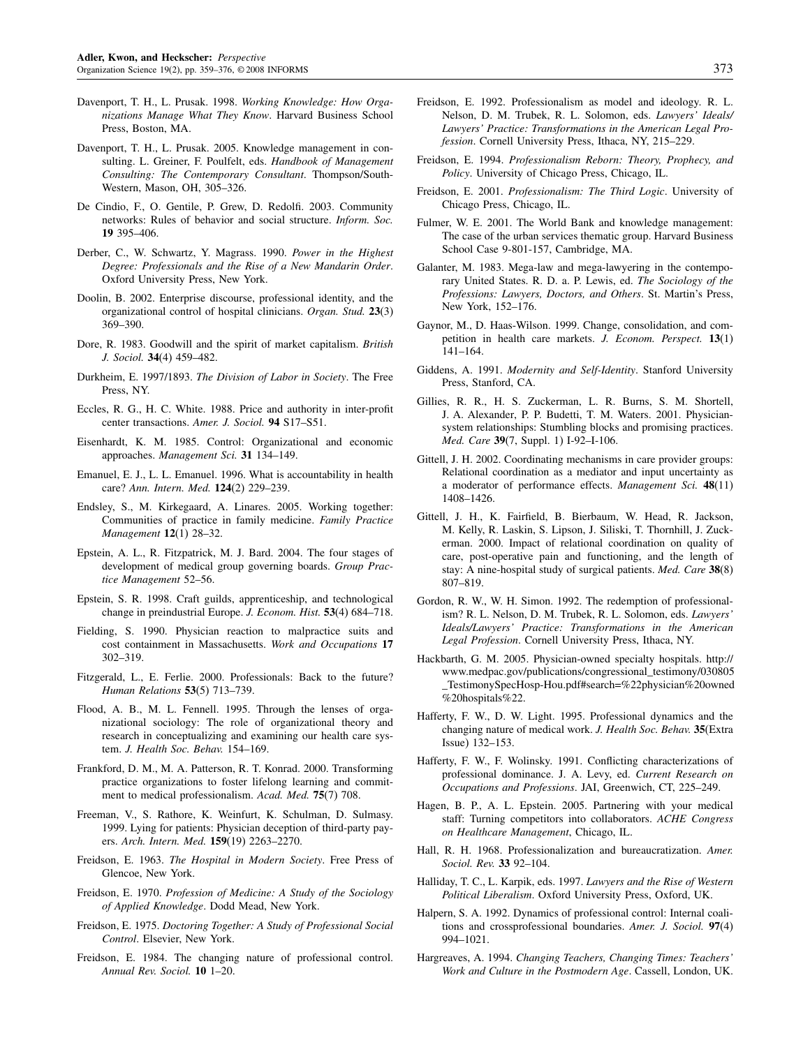Davenport, T. H., L. Prusak. 1998. *Working Knowledge: How Organizations Manage What They Know*. Harvard Business School Press, Boston, MA.

Davenport, T. H., L. Prusak. 2005. Knowledge management in consulting. L. Greiner, F. Poulfelt, eds. *Handbook of Management Consulting: The Contemporary Consultant*. Thompson/South-Western, Mason, OH, 305–326.

De Cindio, F., O. Gentile, P. Grew, D. Redolfi. 2003. Community networks: Rules of behavior and social structure. *Inform. Soc.* **19** 395–406.

Derber, C., W. Schwartz, Y. Magrass. 1990. *Power in the Highest Degree: Professionals and the Rise of a New Mandarin Order*. Oxford University Press, New York.

Doolin, B. 2002. Enterprise discourse, professional identity, and the organizational control of hospital clinicians. *Organ. Stud.* **23**(3) 369–390.

Dore, R. 1983. Goodwill and the spirit of market capitalism. *British J. Sociol.* **34**(4) 459–482.

Durkheim, E. 1997/1893. *The Division of Labor in Society*. The Free Press, NY.

Eccles, R. G., H. C. White. 1988. Price and authority in inter-profit center transactions. *Amer. J. Sociol.* **94** S17–S51.

Eisenhardt, K. M. 1985. Control: Organizational and economic approaches. *Management Sci.* **31** 134–149.

Emanuel, E. J., L. L. Emanuel. 1996. What is accountability in health care? *Ann. Intern. Med.* **124**(2) 229–239.

Endsley, S., M. Kirkegaard, A. Linares. 2005. Working together: Communities of practice in family medicine. *Family Practice Management* **12**(1) 28–32.

Epstein, A. L., R. Fitzpatrick, M. J. Bard. 2004. The four stages of development of medical group governing boards. *Group Practice Management* 52–56.

Epstein, S. R. 1998. Craft guilds, apprenticeship, and technological change in preindustrial Europe. *J. Econom. Hist.* **53**(4) 684–718.

Fielding, S. 1990. Physician reaction to malpractice suits and cost containment in Massachusetts. *Work and Occupations* **17** 302–319.

Fitzgerald, L., E. Ferlie. 2000. Professionals: Back to the future? *Human Relations* **53**(5) 713–739.

Flood, A. B., M. L. Fennell. 1995. Through the lenses of organizational sociology: The role of organizational theory and research in conceptualizing and examining our health care system. *J. Health Soc. Behav.* 154–169.

Frankford, D. M., M. A. Patterson, R. T. Konrad. 2000. Transforming practice organizations to foster lifelong learning and commitment to medical professionalism. *Acad. Med.* **75**(7) 708.

Freeman, V., S. Rathore, K. Weinfurt, K. Schulman, D. Sulmasy. 1999. Lying for patients: Physician deception of third-party payers. *Arch. Intern. Med.* **159**(19) 2263–2270.

Freidson, E. 1963. *The Hospital in Modern Society*. Free Press of Glencoe, New York.

Freidson, E. 1970. *Profession of Medicine: A Study of the Sociology of Applied Knowledge*. Dodd Mead, New York.

Freidson, E. 1975. *Doctoring Together: A Study of Professional Social Control*. Elsevier, New York.

Freidson, E. 1984. The changing nature of professional control. *Annual Rev. Sociol.* **10** 1–20.

Freidson, E. 1992. Professionalism as model and ideology. R. L. Nelson, D. M. Trubek, R. L. Solomon, eds. *Lawyers' Ideals/Lawyers' Practice: Transformations in the American Legal Profession*. Cornell University Press, Ithaca, NY, 215–229.

Freidson, E. 1994. *Professionalism Reborn: Theory, Prophecy, and Policy*. University of Chicago Press, Chicago, IL.

Freidson, E. 2001. *Professionalism: The Third Logic*. University of Chicago Press, Chicago, IL.

Fulmer, W. E. 2001. The World Bank and knowledge management: The case of the urban services thematic group. Harvard Business School Case 9-801-157, Cambridge, MA.

Galanter, M. 1983. Mega-law and mega-lawyering in the contemporary United States. R. D. a. P. Lewis, ed. *The Sociology of the Professions: Lawyers, Doctors, and Others*. St. Martin's Press, New York, 152–176.

Gaynor, M., D. Haas-Wilson. 1999. Change, consolidation, and competition in health care markets. *J. Econom. Perspect.* **13**(1) 141–164.

Giddens, A. 1991. *Modernity and Self-Identity*. Stanford University Press, Stanford, CA.

Gillies, R. R., H. S. Zuckerman, L. R. Burns, S. M. Shortell, J. A. Alexander, P. P. Budetti, T. M. Waters. 2001. Physician-system relationships: Stumbling blocks and promising practices. *Med. Care* **39**(7, Suppl. 1) I-92–I-106.

Gittell, J. H. 2002. Coordinating mechanisms in care provider groups: Relational coordination as a mediator and input uncertainty as a moderator of performance effects. *Management Sci.* **48**(11) 1408–1426.

Gittell, J. H., K. Fairfield, B. Bierbaum, W. Head, R. Jackson, M. Kelly, R. Laskin, S. Lipson, J. Siliski, T. Thornhill, J. Zuckerman. 2000. Impact of relational coordination on quality of care, post-operative pain and functioning, and the length of stay: A nine-hospital study of surgical patients. *Med. Care* **38**(8) 807–819.

Gordon, R. W., W. H. Simon. 1992. The redemption of professionalism? R. L. Nelson, D. M. Trubek, R. L. Solomon, eds. *Lawyers' Ideals/Lawyers' Practice: Transformations in the American Legal Profession*. Cornell University Press, Ithaca, NY.

Hackbarth, G. M. 2005. Physician-owned specialty hospitals. http://www.medpac.gov/publications/congressional_testimony/030805_TestimonySpecHosp-Hou.pdf#search=%22physician%20owned%20hospitals%22.

Hafferty, F. W., D. W. Light. 1995. Professional dynamics and the changing nature of medical work. *J. Health Soc. Behav.* **35**(Extra Issue) 132–153.

Hafferty, F. W., F. Wolinsky. 1991. Conflicting characterizations of professional dominance. J. A. Levy, ed. *Current Research on Occupations and Professions*. JAI, Greenwich, CT, 225–249.

Hagen, B. P., A. L. Epstein. 2005. Partnering with your medical staff: Turning competitors into collaborators. *ACHE Congress on Healthcare Management*, Chicago, IL.

Hall, R. H. 1968. Professionalization and bureaucratization. *Amer. Sociol. Rev.* **33** 92–104.

Halliday, T. C., L. Karpik, eds. 1997. *Lawyers and the Rise of Western Political Liberalism*. Oxford University Press, Oxford, UK.

Halpern, S. A. 1992. Dynamics of professional control: Internal coalitions and crossprofessional boundaries. *Amer. J. Sociol.* **97**(4) 994–1021.

Hargreaves, A. 1994. *Changing Teachers, Changing Times: Teachers' Work and Culture in the Postmodern Age*. Cassell, London, UK.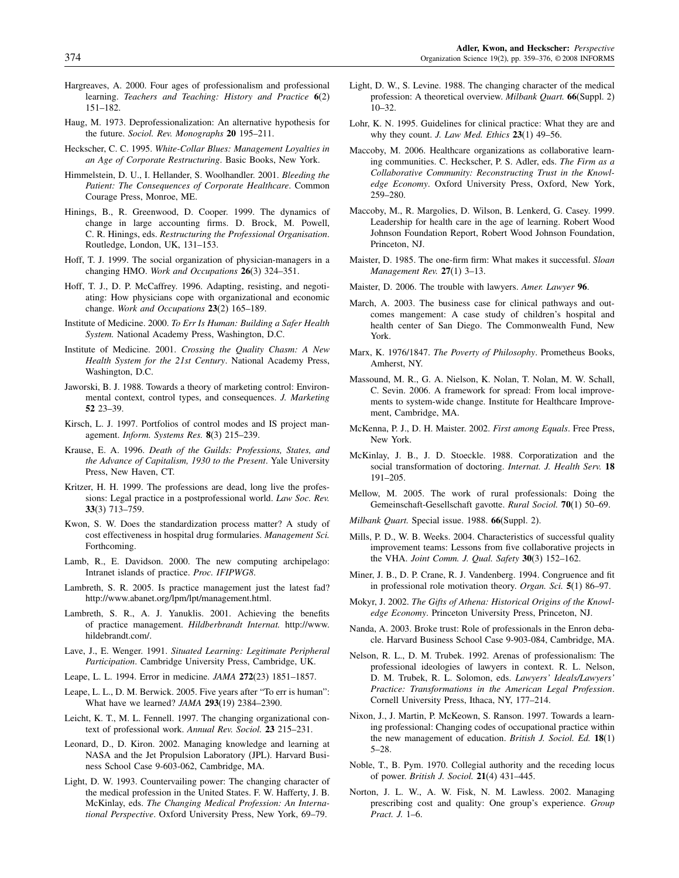Hargreaves, A. 2000. Four ages of professionalism and professional learning. *Teachers and Teaching: History and Practice* **6**(2) 151–182.

Haug, M. 1973. Deprofessionalization: An alternative hypothesis for the future. *Sociol. Rev. Monographs* **20** 195–211.

Heckscher, C. C. 1995. *White-Collar Blues: Management Loyalties in an Age of Corporate Restructuring*. Basic Books, New York.

Himmelstein, D. U., I. Hellander, S. Woolhandler. 2001. *Bleeding the Patient: The Consequences of Corporate Healthcare*. Common Courage Press, Monroe, ME.

Hinings, B., R. Greenwood, D. Cooper. 1999. The dynamics of change in large accounting firms. D. Brock, M. Powell, C. R. Hinings, eds. *Restructuring the Professional Organisation*. Routledge, London, UK, 131–153.

Hoff, T. J. 1999. The social organization of physician-managers in a changing HMO. *Work and Occupations* **26**(3) 324–351.

Hoff, T. J., D. P. McCaffrey. 1996. Adapting, resisting, and negotiating: How physicians cope with organizational and economic change. *Work and Occupations* **23**(2) 165–189.

Institute of Medicine. 2000. *To Err Is Human: Building a Safer Health System.* National Academy Press, Washington, D.C.

Institute of Medicine. 2001. *Crossing the Quality Chasm: A New Health System for the 21st Century*. National Academy Press, Washington, D.C.

Jaworski, B. J. 1988. Towards a theory of marketing control: Environmental context, control types, and consequences. *J. Marketing* **52** 23–39.

Kirsch, L. J. 1997. Portfolios of control modes and IS project management. *Inform. Systems Res.* **8**(3) 215–239.

Krause, E. A. 1996. *Death of the Guilds: Professions, States, and the Advance of Capitalism, 1930 to the Present*. Yale University Press, New Haven, CT.

Kritzer, H. H. 1999. The professions are dead, long live the professions: Legal practice in a postprofessional world. *Law Soc. Rev.* **33**(3) 713–759.

Kwon, S. W. Does the standardization process matter? A study of cost effectiveness in hospital drug formularies. *Management Sci.* Forthcoming.

Lamb, R., E. Davidson. 2000. The new computing archipelago: Intranet islands of practice. *Proc. IFIPWG8*.

Lambreth, S. R. 2005. Is practice management just the latest fad? http://www.abanet.org/lpm/lpt/management.html.

Lambreth, S. R., A. J. Yanuklis. 2001. Achieving the benefits of practice management. *Hildberbrandt Internat.* http://www.hildebrandt.com/.

Lave, J., E. Wenger. 1991. *Situated Learning: Legitimate Peripheral Participation*. Cambridge University Press, Cambridge, UK.

Leape, L. L. 1994. Error in medicine. *JAMA* **272**(23) 1851–1857.

Leape, L. L., D. M. Berwick. 2005. Five years after "To err is human": What have we learned? *JAMA* **293**(19) 2384–2390.

Leicht, K. T., M. L. Fennell. 1997. The changing organizational context of professional work. *Annual Rev. Sociol.* **23** 215–231.

Leonard, D., D. Kiron. 2002. Managing knowledge and learning at NASA and the Jet Propulsion Laboratory (JPL). Harvard Business School Case 9-603-062, Cambridge, MA.

Light, D. W. 1993. Countervailing power: The changing character of the medical profession in the United States. F. W. Hafferty, J. B. McKinlay, eds. *The Changing Medical Profession: An International Perspective*. Oxford University Press, New York, 69–79.

Light, D. W., S. Levine. 1988. The changing character of the medical profession: A theoretical overview. *Milbank Quart.* **66**(Suppl. 2) 10–32.

Lohr, K. N. 1995. Guidelines for clinical practice: What they are and why they count. *J. Law Med. Ethics* **23**(1) 49–56.

Maccoby, M. 2006. Healthcare organizations as collaborative learning communities. C. Heckscher, P. S. Adler, eds. *The Firm as a Collaborative Community: Reconstructing Trust in the Knowledge Economy*. Oxford University Press, Oxford, New York, 259–280.

Maccoby, M., R. Margolies, D. Wilson, B. Lenkerd, G. Casey. 1999. Leadership for health care in the age of learning. Robert Wood Johnson Foundation Report, Robert Wood Johnson Foundation, Princeton, NJ.

Maister, D. 1985. The one-firm firm: What makes it successful. *Sloan Management Rev.* **27**(1) 3–13.

Maister, D. 2006. The trouble with lawyers. *Amer. Lawyer* **96**.

March, A. 2003. The business case for clinical pathways and outcomes mangement: A case study of children's hospital and health center of San Diego. The Commonwealth Fund, New York.

Marx, K. 1976/1847. *The Poverty of Philosophy*. Prometheus Books, Amherst, NY.

Massound, M. R., G. A. Nielson, K. Nolan, T. Nolan, M. W. Schall, C. Sevin. 2006. A framework for spread: From local improvements to system-wide change. Institute for Healthcare Improvement, Cambridge, MA.

McKenna, P. J., D. H. Maister. 2002. *First among Equals*. Free Press, New York.

McKinlay, J. B., J. D. Stoeckle. 1988. Corporatization and the social transformation of doctoring. *Internat. J. Health Serv.* **18** 191–205.

Mellow, M. 2005. The work of rural professionals: Doing the Gemeinschaft-Gesellschaft gavotte. *Rural Sociol.* **70**(1) 50–69.

*Milbank Quart.* Special issue. 1988. **66**(Suppl. 2).

Mills, P. D., W. B. Weeks. 2004. Characteristics of successful quality improvement teams: Lessons from five collaborative projects in the VHA. *Joint Comm. J. Qual. Safety* **30**(3) 152–162.

Miner, J. B., D. P. Crane, R. J. Vandenberg. 1994. Congruence and fit in professional role motivation theory. *Organ. Sci.* **5**(1) 86–97.

Mokyr, J. 2002. *The Gifts of Athena: Historical Origins of the Knowledge Economy*. Princeton University Press, Princeton, NJ.

Nanda, A. 2003. Broke trust: Role of professionals in the Enron debacle. Harvard Business School Case 9-903-084, Cambridge, MA.

Nelson, R. L., D. M. Trubek. 1992. Arenas of professionalism: The professional ideologies of lawyers in context. R. L. Nelson, D. M. Trubek, R. L. Solomon, eds. *Lawyers' Ideals/Lawyers' Practice: Transformations in the American Legal Profession*. Cornell University Press, Ithaca, NY, 177–214.

Nixon, J., J. Martin, P. McKeown, S. Ranson. 1997. Towards a learning professional: Changing codes of occupational practice within the new management of education. *British J. Sociol. Ed.* **18**(1) 5–28.

Noble, T., B. Pym. 1970. Collegial authority and the receding locus of power. *British J. Sociol.* **21**(4) 431–445.

Norton, J. L. W., A. W. Fisk, N. M. Lawless. 2002. Managing prescribing cost and quality: One group's experience. *Group Pract. J.* 1–6.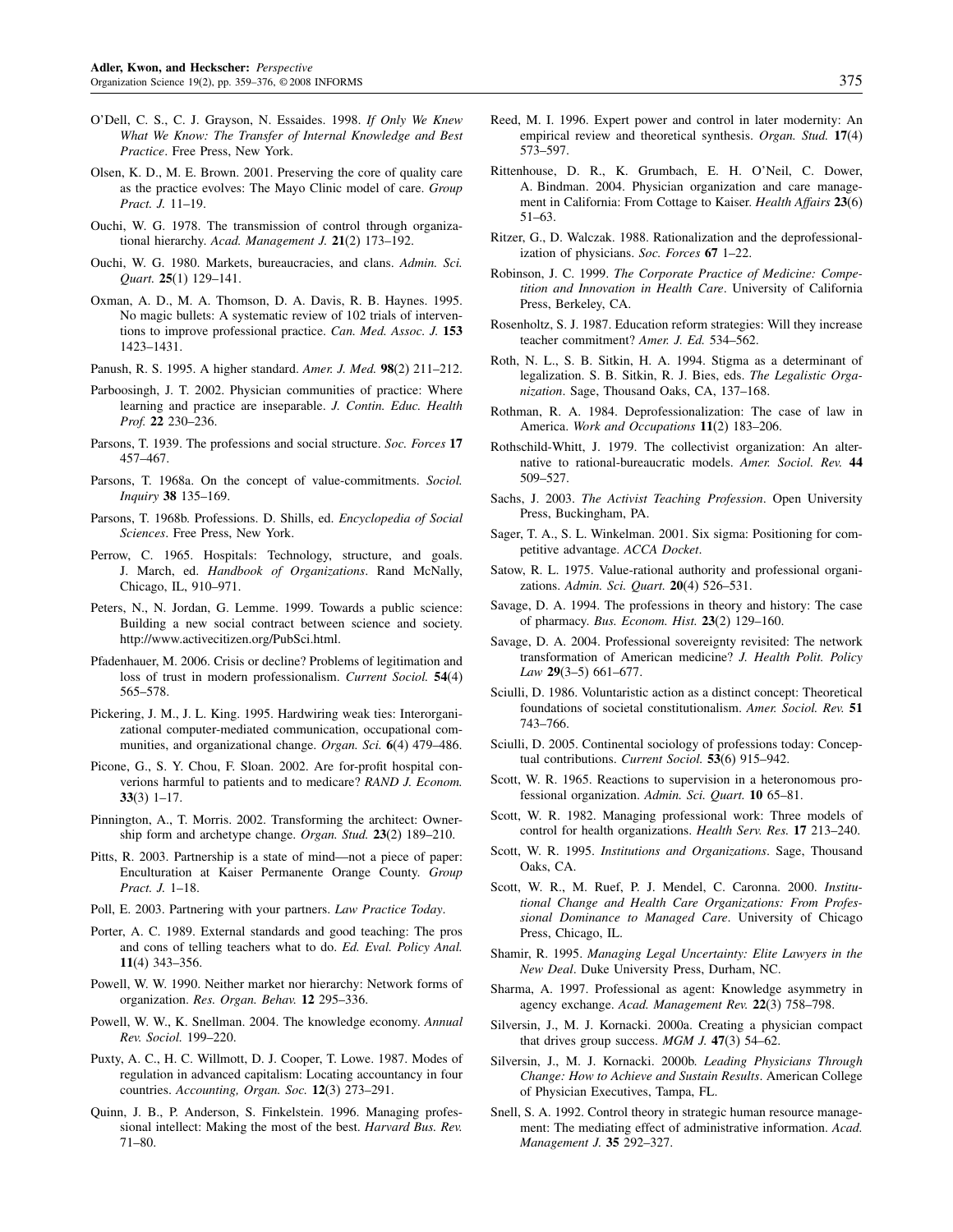O'Dell, C. S., C. J. Grayson, N. Essaides. 1998. *If Only We Knew What We Know: The Transfer of Internal Knowledge and Best Practice*. Free Press, New York.

Olsen, K. D., M. E. Brown. 2001. Preserving the core of quality care as the practice evolves: The Mayo Clinic model of care. *Group Pract. J.* 11–19.

Ouchi, W. G. 1978. The transmission of control through organizational hierarchy. *Acad. Management J.* **21**(2) 173–192.

Ouchi, W. G. 1980. Markets, bureaucracies, and clans. *Admin. Sci. Quart.* **25**(1) 129–141.

Oxman, A. D., M. A. Thomson, D. A. Davis, R. B. Haynes. 1995. No magic bullets: A systematic review of 102 trials of interventions to improve professional practice. *Can. Med. Assoc. J.* **153** 1423–1431.

Panush, R. S. 1995. A higher standard. *Amer. J. Med.* **98**(2) 211–212.

Parboosingh, J. T. 2002. Physician communities of practice: Where learning and practice are inseparable. *J. Contin. Educ. Health Prof.* **22** 230–236.

Parsons, T. 1939. The professions and social structure. *Soc. Forces* **17** 457–467.

Parsons, T. 1968a. On the concept of value-commitments. *Sociol. Inquiry* **38** 135–169.

Parsons, T. 1968b. Professions. D. Shills, ed. *Encyclopedia of Social Sciences*. Free Press, New York.

Perrow, C. 1965. Hospitals: Technology, structure, and goals. J. March, ed. *Handbook of Organizations*. Rand McNally, Chicago, IL, 910–971.

Peters, N., N. Jordan, G. Lemme. 1999. Towards a public science: Building a new social contract between science and society. http://www.activecitizen.org/PubSci.html.

Pfadenhauer, M. 2006. Crisis or decline? Problems of legitimation and loss of trust in modern professionalism. *Current Sociol.* **54**(4) 565–578.

Pickering, J. M., J. L. King. 1995. Hardwiring weak ties: Interorganizational computer-mediated communication, occupational communities, and organizational change. *Organ. Sci.* **6**(4) 479–486.

Picone, G., S. Y. Chou, F. Sloan. 2002. Are for-profit hospital converions harmful to patients and to medicare? *RAND J. Econom.* **33**(3) 1–17.

Pinnington, A., T. Morris. 2002. Transforming the architect: Ownership form and archetype change. *Organ. Stud.* **23**(2) 189–210.

Pitts, R. 2003. Partnership is a state of mind—not a piece of paper: Enculturation at Kaiser Permanente Orange County. *Group Pract. J.* 1–18.

Poll, E. 2003. Partnering with your partners. *Law Practice Today*.

Porter, A. C. 1989. External standards and good teaching: The pros and cons of telling teachers what to do. *Ed. Eval. Policy Anal.* **11**(4) 343–356.

Powell, W. W. 1990. Neither market nor hierarchy: Network forms of organization. *Res. Organ. Behav.* **12** 295–336.

Powell, W. W., K. Snellman. 2004. The knowledge economy. *Annual Rev. Sociol.* 199–220.

Puxty, A. C., H. C. Willmott, D. J. Cooper, T. Lowe. 1987. Modes of regulation in advanced capitalism: Locating accountancy in four countries. *Accounting, Organ. Soc.* **12**(3) 273–291.

Quinn, J. B., P. Anderson, S. Finkelstein. 1996. Managing professional intellect: Making the most of the best. *Harvard Bus. Rev.* 71–80.

Reed, M. I. 1996. Expert power and control in later modernity: An empirical review and theoretical synthesis. *Organ. Stud.* **17**(4) 573–597.

Rittenhouse, D. R., K. Grumbach, E. H. O'Neil, C. Dower, A. Bindman. 2004. Physician organization and care management in California: From Cottage to Kaiser. *Health Affairs* **23**(6) 51–63.

Ritzer, G., D. Walczak. 1988. Rationalization and the deprofessionalization of physicians. *Soc. Forces* **67** 1–22.

Robinson, J. C. 1999. *The Corporate Practice of Medicine: Competition and Innovation in Health Care*. University of California Press, Berkeley, CA.

Rosenholtz, S. J. 1987. Education reform strategies: Will they increase teacher commitment? *Amer. J. Ed.* 534–562.

Roth, N. L., S. B. Sitkin, H. A. 1994. Stigma as a determinant of legalization. S. B. Sitkin, R. J. Bies, eds. *The Legalistic Organization*. Sage, Thousand Oaks, CA, 137–168.

Rothman, R. A. 1984. Deprofessionalization: The case of law in America. *Work and Occupations* **11**(2) 183–206.

Rothschild-Whitt, J. 1979. The collectivist organization: An alternative to rational-bureaucratic models. *Amer. Sociol. Rev.* **44** 509–527.

Sachs, J. 2003. *The Activist Teaching Profession*. Open University Press, Buckingham, PA.

Sager, T. A., S. L. Winkelman. 2001. Six sigma: Positioning for competitive advantage. *ACCA Docket*.

Satow, R. L. 1975. Value-rational authority and professional organizations. *Admin. Sci. Quart.* **20**(4) 526–531.

Savage, D. A. 1994. The professions in theory and history: The case of pharmacy. *Bus. Econom. Hist.* **23**(2) 129–160.

Savage, D. A. 2004. Professional sovereignty revisited: The network transformation of American medicine? *J. Health Polit. Policy Law* **29**(3–5) 661–677.

Sciulli, D. 1986. Voluntaristic action as a distinct concept: Theoretical foundations of societal constitutionalism. *Amer. Sociol. Rev.* **51** 743–766.

Sciulli, D. 2005. Continental sociology of professions today: Conceptual contributions. *Current Sociol.* **53**(6) 915–942.

Scott, W. R. 1965. Reactions to supervision in a heteronomous professional organization. *Admin. Sci. Quart.* **10** 65–81.

Scott, W. R. 1982. Managing professional work: Three models of control for health organizations. *Health Serv. Res.* **17** 213–240.

Scott, W. R. 1995. *Institutions and Organizations*. Sage, Thousand Oaks, CA.

Scott, W. R., M. Ruef, P. J. Mendel, C. Caronna. 2000. *Institutional Change and Health Care Organizations: From Professional Dominance to Managed Care*. University of Chicago Press, Chicago, IL.

Shamir, R. 1995. *Managing Legal Uncertainty: Elite Lawyers in the New Deal*. Duke University Press, Durham, NC.

Sharma, A. 1997. Professional as agent: Knowledge asymmetry in agency exchange. *Acad. Management Rev.* **22**(3) 758–798.

Silversin, J., M. J. Kornacki. 2000a. Creating a physician compact that drives group success. *MGM J.* **47**(3) 54–62.

Silversin, J., M. J. Kornacki. 2000b. *Leading Physicians Through Change: How to Achieve and Sustain Results*. American College of Physician Executives, Tampa, FL.

Snell, S. A. 1992. Control theory in strategic human resource management: The mediating effect of administrative information. *Acad. Management J.* **35** 292–327.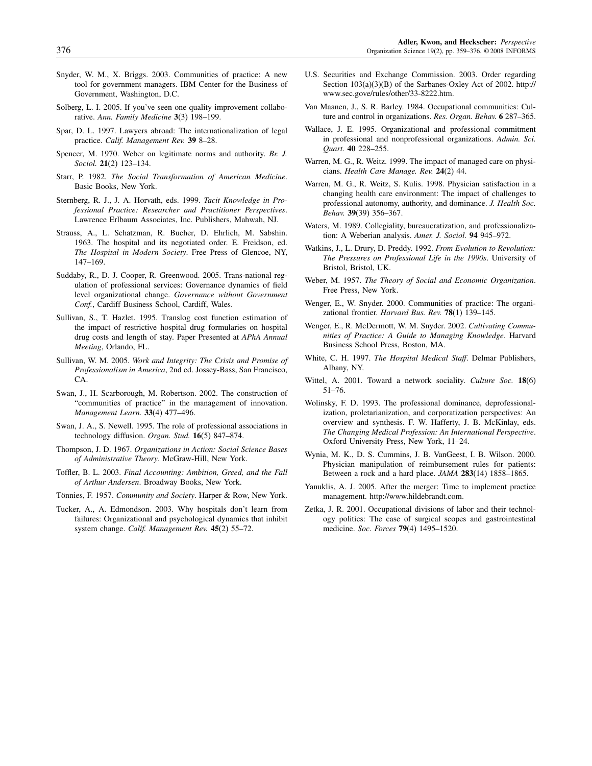Snyder, W. M., X. Briggs. 2003. Communities of practice: A new tool for government managers. IBM Center for the Business of Government, Washington, D.C.

Solberg, L. I. 2005. If you've seen one quality improvement collaborative. *Ann. Family Medicine* **3**(3) 198–199.

Spar, D. L. 1997. Lawyers abroad: The internationalization of legal practice. *Calif. Management Rev.* **39** 8–28.

Spencer, M. 1970. Weber on legitimate norms and authority. *Br. J. Sociol.* **21**(2) 123–134.

Starr, P. 1982. *The Social Transformation of American Medicine*. Basic Books, New York.

Sternberg, R. J., J. A. Horvath, eds. 1999. *Tacit Knowledge in Professional Practice: Researcher and Practitioner Perspectives*. Lawrence Erlbaum Associates, Inc. Publishers, Mahwah, NJ.

Strauss, A., L. Schatzman, R. Bucher, D. Ehrlich, M. Sabshin. 1963. The hospital and its negotiated order. E. Freidson, ed. *The Hospital in Modern Society*. Free Press of Glencoe, NY, 147–169.

Suddaby, R., D. J. Cooper, R. Greenwood. 2005. Trans-national regulation of professional services: Governance dynamics of field level organizational change. *Governance without Government Conf.*, Cardiff Business School, Cardiff, Wales.

Sullivan, S., T. Hazlet. 1995. Translog cost function estimation of the impact of restrictive hospital drug formularies on hospital drug costs and length of stay. Paper Presented at *APhA Annual Meeting*, Orlando, FL.

Sullivan, W. M. 2005. *Work and Integrity: The Crisis and Promise of Professionalism in America*, 2nd ed. Jossey-Bass, San Francisco, CA.

Swan, J., H. Scarborough, M. Robertson. 2002. The construction of "communities of practice" in the management of innovation. *Management Learn.* **33**(4) 477–496.

Swan, J. A., S. Newell. 1995. The role of professional associations in technology diffusion. *Organ. Stud.* **16**(5) 847–874.

Thompson, J. D. 1967. *Organizations in Action: Social Science Bases of Administrative Theory*. McGraw-Hill, New York.

Toffler, B. L. 2003. *Final Accounting: Ambition, Greed, and the Fall of Arthur Andersen*. Broadway Books, New York.

Tönnies, F. 1957. *Community and Society*. Harper & Row, New York.

Tucker, A., A. Edmondson. 2003. Why hospitals don't learn from failures: Organizational and psychological dynamics that inhibit system change. *Calif. Management Rev.* **45**(2) 55–72.

U.S. Securities and Exchange Commission. 2003. Order regarding Section 103(a)(3)(B) of the Sarbanes-Oxley Act of 2002. http://www.sec.gove/rules/other/33-8222.htm.

Van Maanen, J., S. R. Barley. 1984. Occupational communities: Culture and control in organizations. *Res. Organ. Behav.* **6** 287–365.

Wallace, J. E. 1995. Organizational and professional commitment in professional and nonprofessional organizations. *Admin. Sci. Quart.* **40** 228–255.

Warren, M. G., R. Weitz. 1999. The impact of managed care on physicians. *Health Care Manage. Rev.* **24**(2) 44.

Warren, M. G., R. Weitz, S. Kulis. 1998. Physician satisfaction in a changing health care environment: The impact of challenges to professional autonomy, authority, and dominance. *J. Health Soc. Behav.* **39**(39) 356–367.

Waters, M. 1989. Collegiality, bureaucratization, and professionalization: A Weberian analysis. *Amer. J. Sociol.* **94** 945–972.

Watkins, J., L. Drury, D. Preddy. 1992. *From Evolution to Revolution: The Pressures on Professional Life in the 1990s*. University of Bristol, Bristol, UK.

Weber, M. 1957. *The Theory of Social and Economic Organization*. Free Press, New York.

Wenger, E., W. Snyder. 2000. Communities of practice: The organizational frontier. *Harvard Bus. Rev.* **78**(1) 139–145.

Wenger, E., R. McDermott, W. M. Snyder. 2002. *Cultivating Communities of Practice: A Guide to Managing Knowledge*. Harvard Business School Press, Boston, MA.

White, C. H. 1997. *The Hospital Medical Staff*. Delmar Publishers, Albany, NY.

Wittel, A. 2001. Toward a network sociality. *Culture Soc.* **18**(6) 51–76.

Wolinsky, F. D. 1993. The professional dominance, deprofessionalization, proletarianization, and corporatization perspectives: An overview and synthesis. F. W. Hafferty, J. B. McKinlay, eds. *The Changing Medical Profession: An International Perspective*. Oxford University Press, New York, 11–24.

Wynia, M. K., D. S. Cummins, J. B. VanGeest, I. B. Wilson. 2000. Physician manipulation of reimbursement rules for patients: Between a rock and a hard place. *JAMA* **283**(14) 1858–1865.

Yanuklis, A. J. 2005. After the merger: Time to implement practice management. http://www.hildebrandt.com.

Zetka, J. R. 2001. Occupational divisions of labor and their technology politics: The case of surgical scopes and gastrointestinal medicine. *Soc. Forces* **79**(4) 1495–1520.